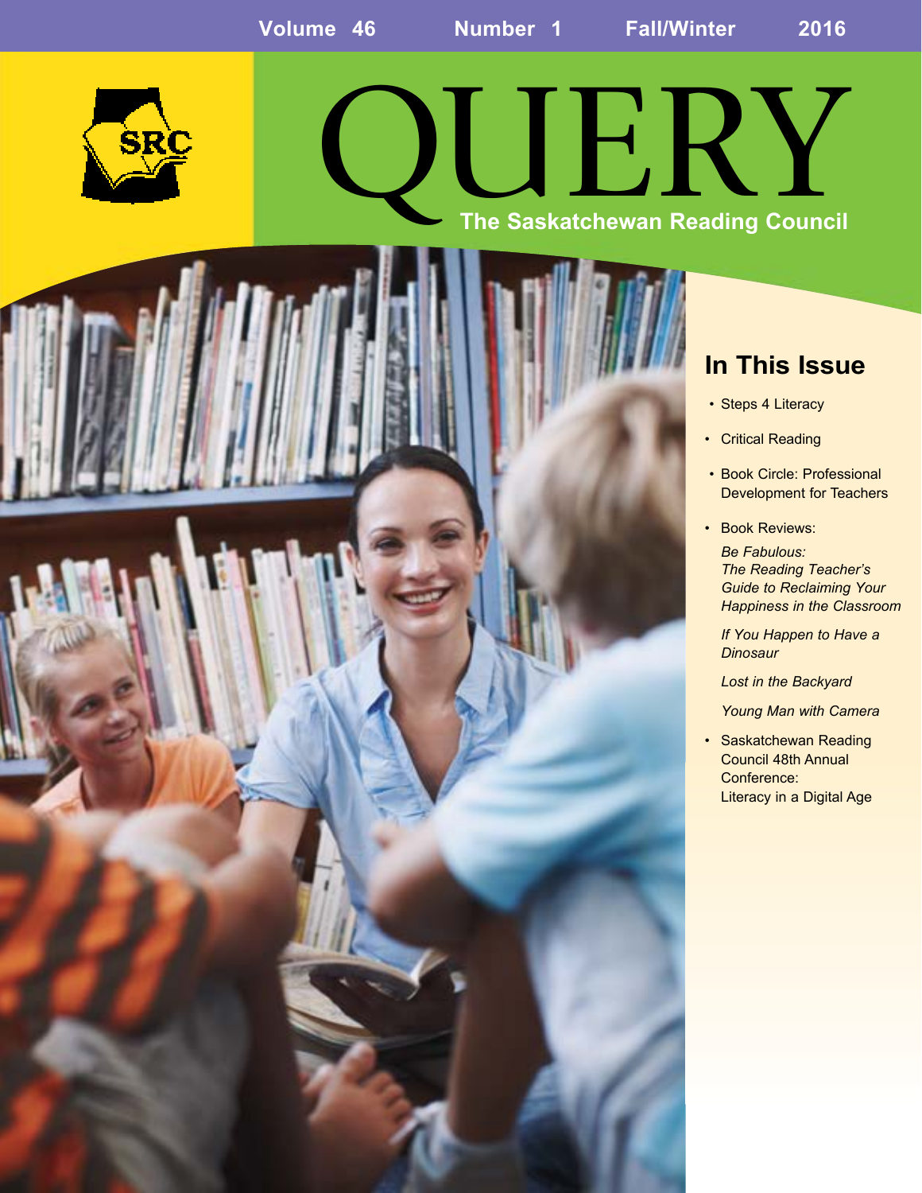Volume 46 Number 1 Fall/Winter 2016

# QUERY

## The Saskatchewan Reading Council

## In This Issue

- Steps 4 Literacy
- Critical Reading
- Book Circle: Professional Development for Teachers
- Book Reviews:

  *Be Fabulous: The Reading Teacher's Guide to Reclaiming Your Happiness in the Classroom*

  *If You Happen to Have a Dinosaur*

  *Lost in the Backyard*

  *Young Man with Camera*
- Saskatchewan Reading Council 48th Annual Conference: Literacy in a Digital Age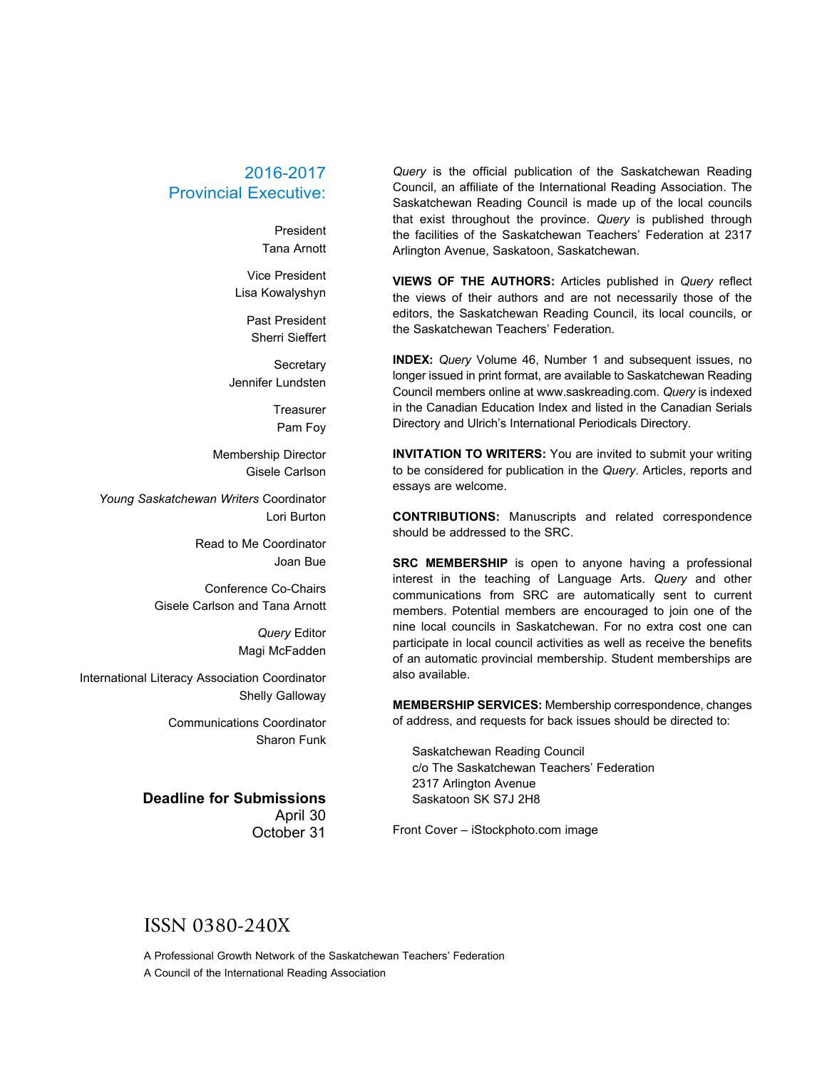## 2016-2017 Provincial Executive:

President
Tana Arnott

Vice President
Lisa Kowalyshyn

Past President
Sherri Sieffert

Secretary
Jennifer Lundsten

Treasurer
Pam Foy

Membership Director
Gisele Carlson

*Young Saskatchewan Writers* Coordinator
Lori Burton

Read to Me Coordinator
Joan Bue

Conference Co-Chairs
Gisele Carlson and Tana Arnott

*Query* Editor
Magi McFadden

International Literacy Association Coordinator
Shelly Galloway

Communications Coordinator
Sharon Funk

**Deadline for Submissions**
April 30
October 31

*Query* is the official publication of the Saskatchewan Reading Council, an affiliate of the International Reading Association. The Saskatchewan Reading Council is made up of the local councils that exist throughout the province. *Query* is published through the facilities of the Saskatchewan Teachers' Federation at 2317 Arlington Avenue, Saskatoon, Saskatchewan.

**VIEWS OF THE AUTHORS:** Articles published in *Query* reflect the views of their authors and are not necessarily those of the editors, the Saskatchewan Reading Council, its local councils, or the Saskatchewan Teachers' Federation.

**INDEX:** *Query* Volume 46, Number 1 and subsequent issues, no longer issued in print format, are available to Saskatchewan Reading Council members online at www.saskreading.com. *Query* is indexed in the Canadian Education Index and listed in the Canadian Serials Directory and Ulrich's International Periodicals Directory.

**INVITATION TO WRITERS:** You are invited to submit your writing to be considered for publication in the *Query*. Articles, reports and essays are welcome.

**CONTRIBUTIONS:** Manuscripts and related correspondence should be addressed to the SRC.

**SRC MEMBERSHIP** is open to anyone having a professional interest in the teaching of Language Arts. *Query* and other communications from SRC are automatically sent to current members. Potential members are encouraged to join one of the nine local councils in Saskatchewan. For no extra cost one can participate in local council activities as well as receive the benefits of an automatic provincial membership. Student memberships are also available.

**MEMBERSHIP SERVICES:** Membership correspondence, changes of address, and requests for back issues should be directed to:

Saskatchewan Reading Council
c/o The Saskatchewan Teachers' Federation
2317 Arlington Avenue
Saskatoon SK S7J 2H8

Front Cover – iStockphoto.com image

ISSN 0380-240X

A Professional Growth Network of the Saskatchewan Teachers' Federation
A Council of the International Reading Association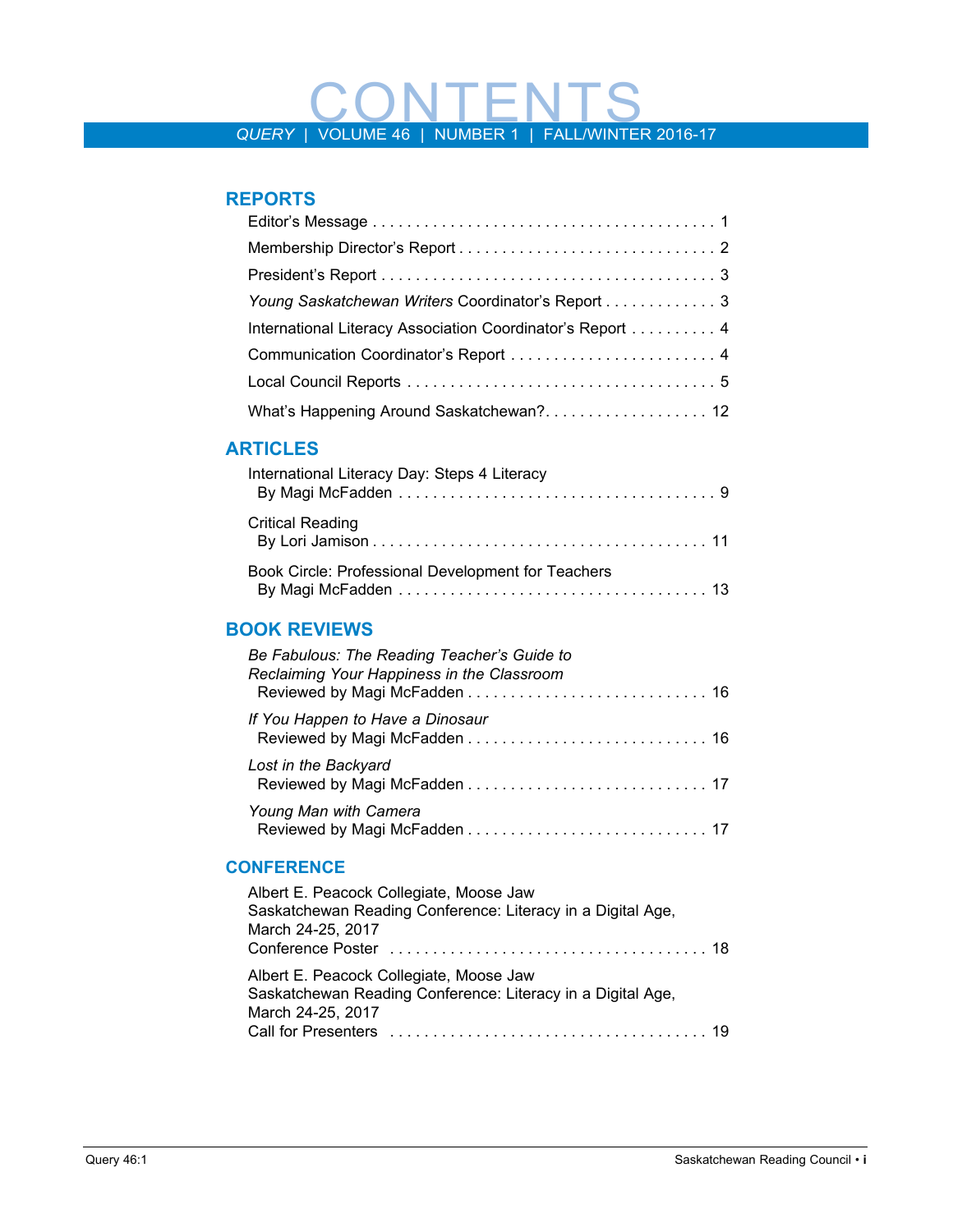# CONTENTS

*QUERY* | VOLUME 46 | NUMBER 1 | FALL/WINTER 2016-17

## REPORTS

Editor's Message . . . . . . . . . . . . . . . . . . . . . . . . . . . . . . . . . . . . . . . 1

Membership Director's Report . . . . . . . . . . . . . . . . . . . . . . . . . . . . . 2

President's Report . . . . . . . . . . . . . . . . . . . . . . . . . . . . . . . . . . . . . 3

*Young Saskatchewan Writers* Coordinator's Report . . . . . . . . . . . . . 3

International Literacy Association Coordinator's Report . . . . . . . . . . 4

Communication Coordinator's Report . . . . . . . . . . . . . . . . . . . . . . . . 4

Local Council Reports . . . . . . . . . . . . . . . . . . . . . . . . . . . . . . . . . . . 5

What's Happening Around Saskatchewan?. . . . . . . . . . . . . . . . . . . 12

## ARTICLES

International Literacy Day: Steps 4 Literacy
By Magi McFadden . . . . . . . . . . . . . . . . . . . . . . . . . . . . . . . . . . . . 9

Critical Reading
By Lori Jamison . . . . . . . . . . . . . . . . . . . . . . . . . . . . . . . . . . . . . 11

Book Circle: Professional Development for Teachers
By Magi McFadden . . . . . . . . . . . . . . . . . . . . . . . . . . . . . . . . . . . 13

## BOOK REVIEWS

*Be Fabulous: The Reading Teacher's Guide to Reclaiming Your Happiness in the Classroom*
Reviewed by Magi McFadden . . . . . . . . . . . . . . . . . . . . . . . . . . . 16

*If You Happen to Have a Dinosaur*
Reviewed by Magi McFadden . . . . . . . . . . . . . . . . . . . . . . . . . . . 16

*Lost in the Backyard*
Reviewed by Magi McFadden . . . . . . . . . . . . . . . . . . . . . . . . . . . 17

*Young Man with Camera*
Reviewed by Magi McFadden . . . . . . . . . . . . . . . . . . . . . . . . . . . 17

## CONFERENCE

Albert E. Peacock Collegiate, Moose Jaw
Saskatchewan Reading Conference: Literacy in a Digital Age,
March 24-25, 2017
Conference Poster . . . . . . . . . . . . . . . . . . . . . . . . . . . . . . . . . . . 18

Albert E. Peacock Collegiate, Moose Jaw
Saskatchewan Reading Conference: Literacy in a Digital Age,
March 24-25, 2017
Call for Presenters . . . . . . . . . . . . . . . . . . . . . . . . . . . . . . . . . . . 19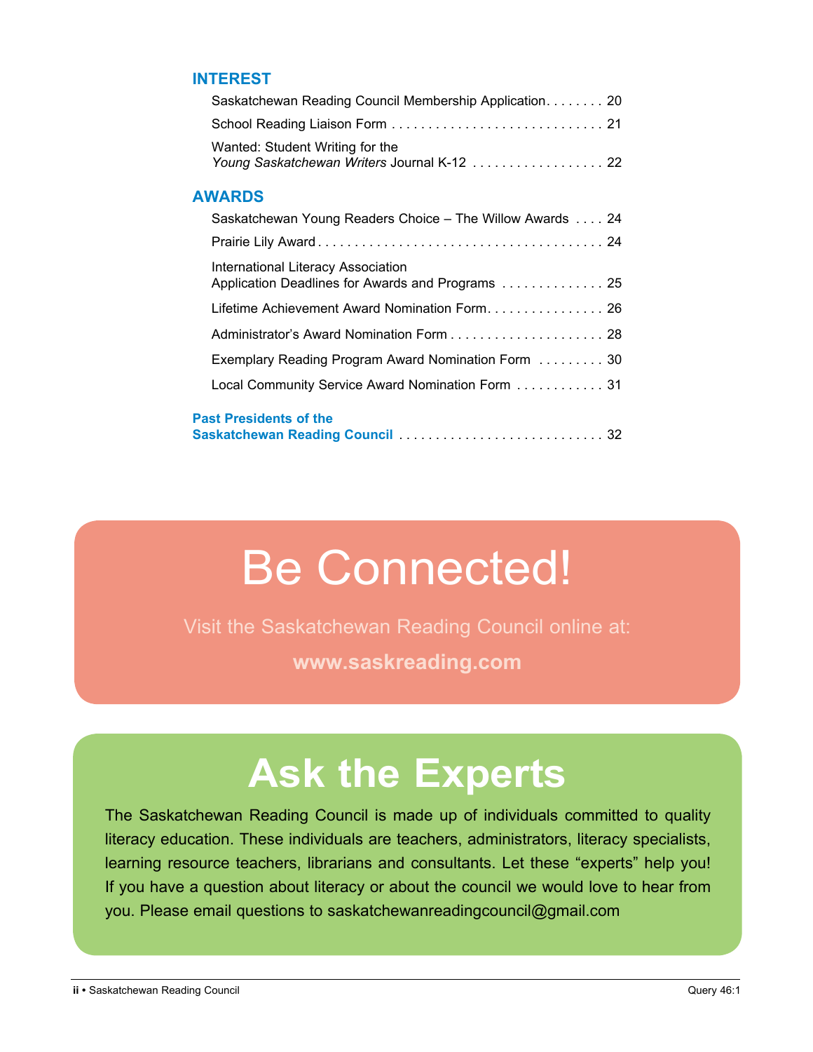## INTEREST

- Saskatchewan Reading Council Membership Application . . . . . . . . 20
- School Reading Liaison Form . . . . . . . . . . . . . . . . . . . . . . . . . . . . . 21
- Wanted: Student Writing for the *Young Saskatchewan Writers* Journal K-12 . . . . . . . . . . . . . . . . . . 22

## AWARDS

- Saskatchewan Young Readers Choice – The Willow Awards . . . . 24
- Prairie Lily Award . . . . . . . . . . . . . . . . . . . . . . . . . . . . . . . . . . . . . . 24
- International Literacy Association Application Deadlines for Awards and Programs . . . . . . . . . . . . . . 25
- Lifetime Achievement Award Nomination Form . . . . . . . . . . . . . . . . 26
- Administrator's Award Nomination Form . . . . . . . . . . . . . . . . . . . . . 28
- Exemplary Reading Program Award Nomination Form . . . . . . . . . 30
- Local Community Service Award Nomination Form . . . . . . . . . . . . 31

**Past Presidents of the Saskatchewan Reading Council** . . . . . . . . . . . . . . . . . . . . . . . . . . . . 32

# Be Connected!

Visit the Saskatchewan Reading Council online at:

**www.saskreading.com**

# Ask the Experts

The Saskatchewan Reading Council is made up of individuals committed to quality literacy education. These individuals are teachers, administrators, literacy specialists, learning resource teachers, librarians and consultants. Let these "experts" help you! If you have a question about literacy or about the council we would love to hear from you. Please email questions to saskatchewanreadingcouncil@gmail.com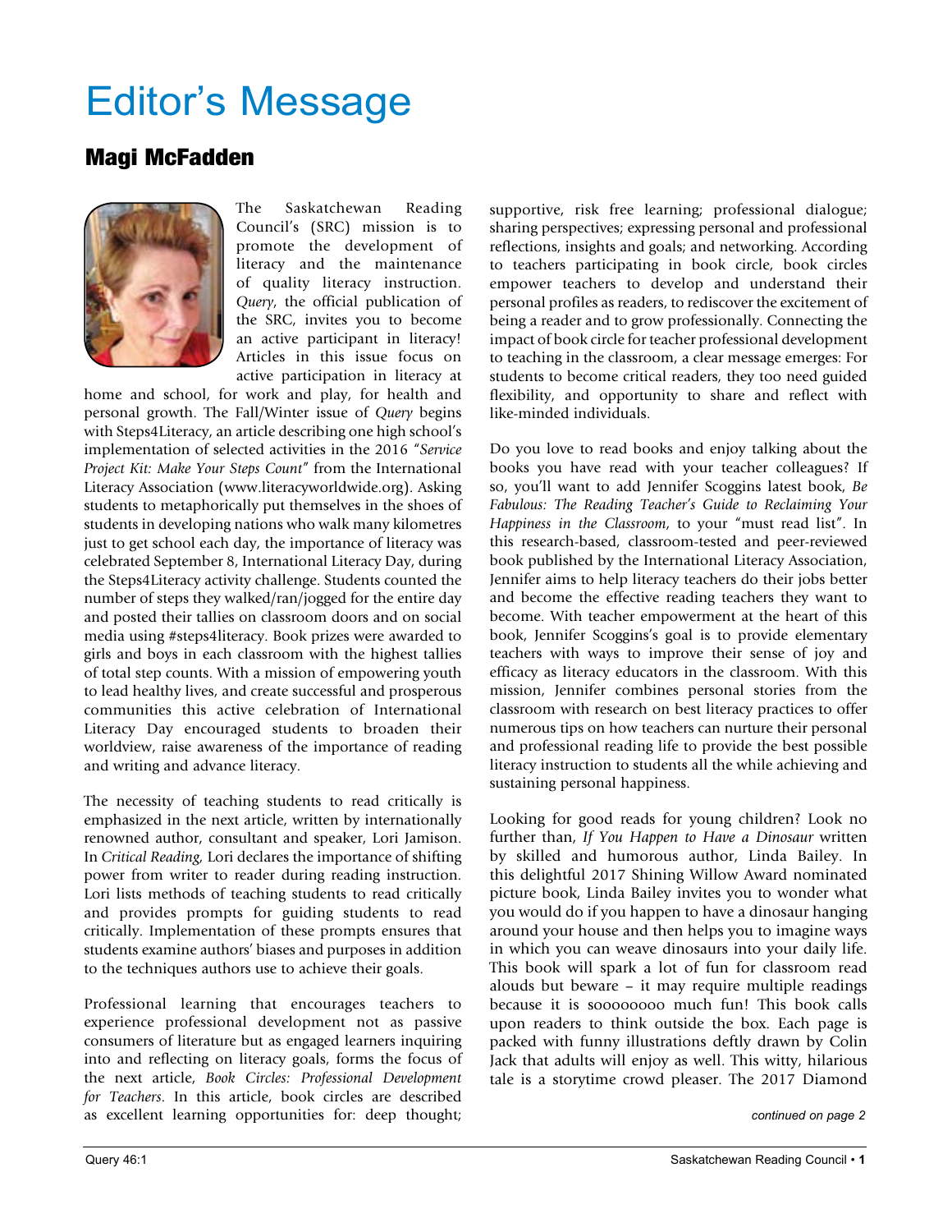# Editor's Message

## Magi McFadden

The Saskatchewan Reading Council's (SRC) mission is to promote the development of literacy and the maintenance of quality literacy instruction. *Query*, the official publication of the SRC, invites you to become an active participant in literacy! Articles in this issue focus on active participation in literacy at home and school, for work and play, for health and personal growth. The Fall/Winter issue of *Query* begins with Steps4Literacy, an article describing one high school's implementation of selected activities in the 2016 "*Service Project Kit: Make Your Steps Count*" from the International Literacy Association (www.literacyworldwide.org). Asking students to metaphorically put themselves in the shoes of students in developing nations who walk many kilometres just to get school each day, the importance of literacy was celebrated September 8, International Literacy Day, during the Steps4Literacy activity challenge. Students counted the number of steps they walked/ran/jogged for the entire day and posted their tallies on classroom doors and on social media using #steps4literacy. Book prizes were awarded to girls and boys in each classroom with the highest tallies of total step counts. With a mission of empowering youth to lead healthy lives, and create successful and prosperous communities this active celebration of International Literacy Day encouraged students to broaden their worldview, raise awareness of the importance of reading and writing and advance literacy.

The necessity of teaching students to read critically is emphasized in the next article, written by internationally renowned author, consultant and speaker, Lori Jamison. In *Critical Reading,* Lori declares the importance of shifting power from writer to reader during reading instruction. Lori lists methods of teaching students to read critically and provides prompts for guiding students to read critically. Implementation of these prompts ensures that students examine authors' biases and purposes in addition to the techniques authors use to achieve their goals.

Professional learning that encourages teachers to experience professional development not as passive consumers of literature but as engaged learners inquiring into and reflecting on literacy goals, forms the focus of the next article, *Book Circles: Professional Development for Teachers*. In this article, book circles are described as excellent learning opportunities for: deep thought; supportive, risk free learning; professional dialogue; sharing perspectives; expressing personal and professional reflections, insights and goals; and networking. According to teachers participating in book circle, book circles empower teachers to develop and understand their personal profiles as readers, to rediscover the excitement of being a reader and to grow professionally. Connecting the impact of book circle for teacher professional development to teaching in the classroom, a clear message emerges: For students to become critical readers, they too need guided flexibility, and opportunity to share and reflect with like-minded individuals.

Do you love to read books and enjoy talking about the books you have read with your teacher colleagues? If so, you'll want to add Jennifer Scoggins latest book, *Be Fabulous: The Reading Teacher's Guide to Reclaiming Your Happiness in the Classroom*, to your "must read list". In this research-based, classroom-tested and peer-reviewed book published by the International Literacy Association, Jennifer aims to help literacy teachers do their jobs better and become the effective reading teachers they want to become. With teacher empowerment at the heart of this book, Jennifer Scoggins's goal is to provide elementary teachers with ways to improve their sense of joy and efficacy as literacy educators in the classroom. With this mission, Jennifer combines personal stories from the classroom with research on best literacy practices to offer numerous tips on how teachers can nurture their personal and professional reading life to provide the best possible literacy instruction to students all the while achieving and sustaining personal happiness.

Looking for good reads for young children? Look no further than, *If You Happen to Have a Dinosaur* written by skilled and humorous author, Linda Bailey. In this delightful 2017 Shining Willow Award nominated picture book, Linda Bailey invites you to wonder what you would do if you happen to have a dinosaur hanging around your house and then helps you to imagine ways in which you can weave dinosaurs into your daily life. This book will spark a lot of fun for classroom read alouds but beware – it may require multiple readings because it is soooooooo much fun! This book calls upon readers to think outside the box. Each page is packed with funny illustrations deftly drawn by Colin Jack that adults will enjoy as well. This witty, hilarious tale is a storytime crowd pleaser. The 2017 Diamond

*continued on page 2*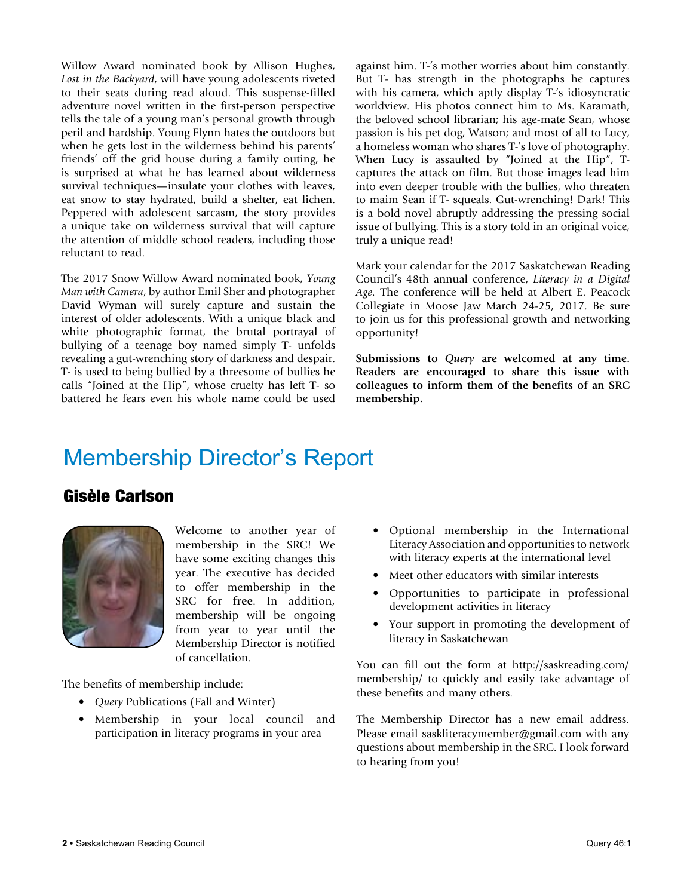Willow Award nominated book by Allison Hughes, *Lost in the Backyard*, will have young adolescents riveted to their seats during read aloud. This suspense-filled adventure novel written in the first-person perspective tells the tale of a young man's personal growth through peril and hardship. Young Flynn hates the outdoors but when he gets lost in the wilderness behind his parents' friends' off the grid house during a family outing, he is surprised at what he has learned about wilderness survival techniques—insulate your clothes with leaves, eat snow to stay hydrated, build a shelter, eat lichen. Peppered with adolescent sarcasm, the story provides a unique take on wilderness survival that will capture the attention of middle school readers, including those reluctant to read.

The 2017 Snow Willow Award nominated book, *Young Man with Camera*, by author Emil Sher and photographer David Wyman will surely capture and sustain the interest of older adolescents. With a unique black and white photographic format, the brutal portrayal of bullying of a teenage boy named simply T- unfolds revealing a gut-wrenching story of darkness and despair. T- is used to being bullied by a threesome of bullies he calls "Joined at the Hip", whose cruelty has left T- so battered he fears even his whole name could be used against him. T-'s mother worries about him constantly. But T- has strength in the photographs he captures with his camera, which aptly display T-'s idiosyncratic worldview. His photos connect him to Ms. Karamath, the beloved school librarian; his age-mate Sean, whose passion is his pet dog, Watson; and most of all to Lucy, a homeless woman who shares T-'s love of photography. When Lucy is assaulted by "Joined at the Hip", T- captures the attack on film. But those images lead him into even deeper trouble with the bullies, who threaten to maim Sean if T- squeals. Gut-wrenching! Dark! This is a bold novel abruptly addressing the pressing social issue of bullying. This is a story told in an original voice, truly a unique read!

Mark your calendar for the 2017 Saskatchewan Reading Council's 48th annual conference, *Literacy in a Digital Age*. The conference will be held at Albert E. Peacock Collegiate in Moose Jaw March 24-25, 2017. Be sure to join us for this professional growth and networking opportunity!

**Submissions to *Query* are welcomed at any time. Readers are encouraged to share this issue with colleagues to inform them of the benefits of an SRC membership.**

# Membership Director's Report

## Gisèle Carlson

Welcome to another year of membership in the SRC! We have some exciting changes this year. The executive has decided to offer membership in the SRC for **free**. In addition, membership will be ongoing from year to year until the Membership Director is notified of cancellation.

The benefits of membership include:

- *Query* Publications (Fall and Winter)
- Membership in your local council and participation in literacy programs in your area
- Optional membership in the International Literacy Association and opportunities to network with literacy experts at the international level
- Meet other educators with similar interests
- Opportunities to participate in professional development activities in literacy
- Your support in promoting the development of literacy in Saskatchewan

You can fill out the form at http://saskreading.com/membership/ to quickly and easily take advantage of these benefits and many others.

The Membership Director has a new email address. Please email saskliteracymember@gmail.com with any questions about membership in the SRC. I look forward to hearing from you!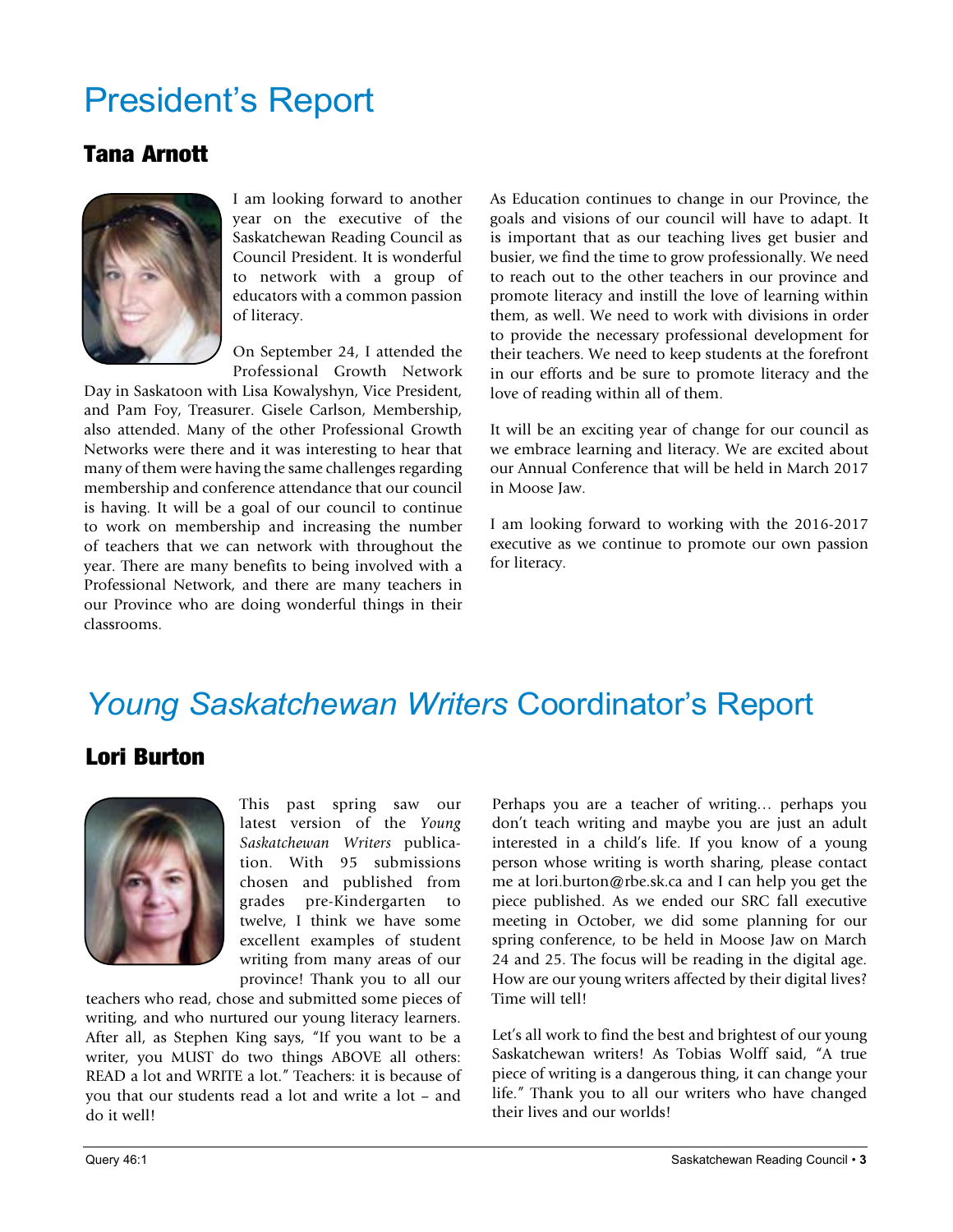# President's Report

## Tana Arnott

I am looking forward to another year on the executive of the Saskatchewan Reading Council as Council President. It is wonderful to network with a group of educators with a common passion of literacy.

On September 24, I attended the Professional Growth Network Day in Saskatoon with Lisa Kowalyshyn, Vice President, and Pam Foy, Treasurer. Gisele Carlson, Membership, also attended. Many of the other Professional Growth Networks were there and it was interesting to hear that many of them were having the same challenges regarding membership and conference attendance that our council is having. It will be a goal of our council to continue to work on membership and increasing the number of teachers that we can network with throughout the year. There are many benefits to being involved with a Professional Network, and there are many teachers in our Province who are doing wonderful things in their classrooms.

As Education continues to change in our Province, the goals and visions of our council will have to adapt. It is important that as our teaching lives get busier and busier, we find the time to grow professionally. We need to reach out to the other teachers in our province and promote literacy and instill the love of learning within them, as well. We need to work with divisions in order to provide the necessary professional development for their teachers. We need to keep students at the forefront in our efforts and be sure to promote literacy and the love of reading within all of them.

It will be an exciting year of change for our council as we embrace learning and literacy. We are excited about our Annual Conference that will be held in March 2017 in Moose Jaw.

I am looking forward to working with the 2016-2017 executive as we continue to promote our own passion for literacy.

# *Young Saskatchewan Writers* Coordinator's Report

## Lori Burton

This past spring saw our latest version of the *Young Saskatchewan Writers* publication. With 95 submissions chosen and published from grades pre-Kindergarten to twelve, I think we have some excellent examples of student writing from many areas of our province! Thank you to all our teachers who read, chose and submitted some pieces of writing, and who nurtured our young literacy learners. After all, as Stephen King says, "If you want to be a writer, you MUST do two things ABOVE all others: READ a lot and WRITE a lot." Teachers: it is because of you that our students read a lot and write a lot – and do it well!

Perhaps you are a teacher of writing… perhaps you don't teach writing and maybe you are just an adult interested in a child's life. If you know of a young person whose writing is worth sharing, please contact me at lori.burton@rbe.sk.ca and I can help you get the piece published. As we ended our SRC fall executive meeting in October, we did some planning for our spring conference, to be held in Moose Jaw on March 24 and 25. The focus will be reading in the digital age. How are our young writers affected by their digital lives? Time will tell!

Let's all work to find the best and brightest of our young Saskatchewan writers! As Tobias Wolff said, "A true piece of writing is a dangerous thing, it can change your life." Thank you to all our writers who have changed their lives and our worlds!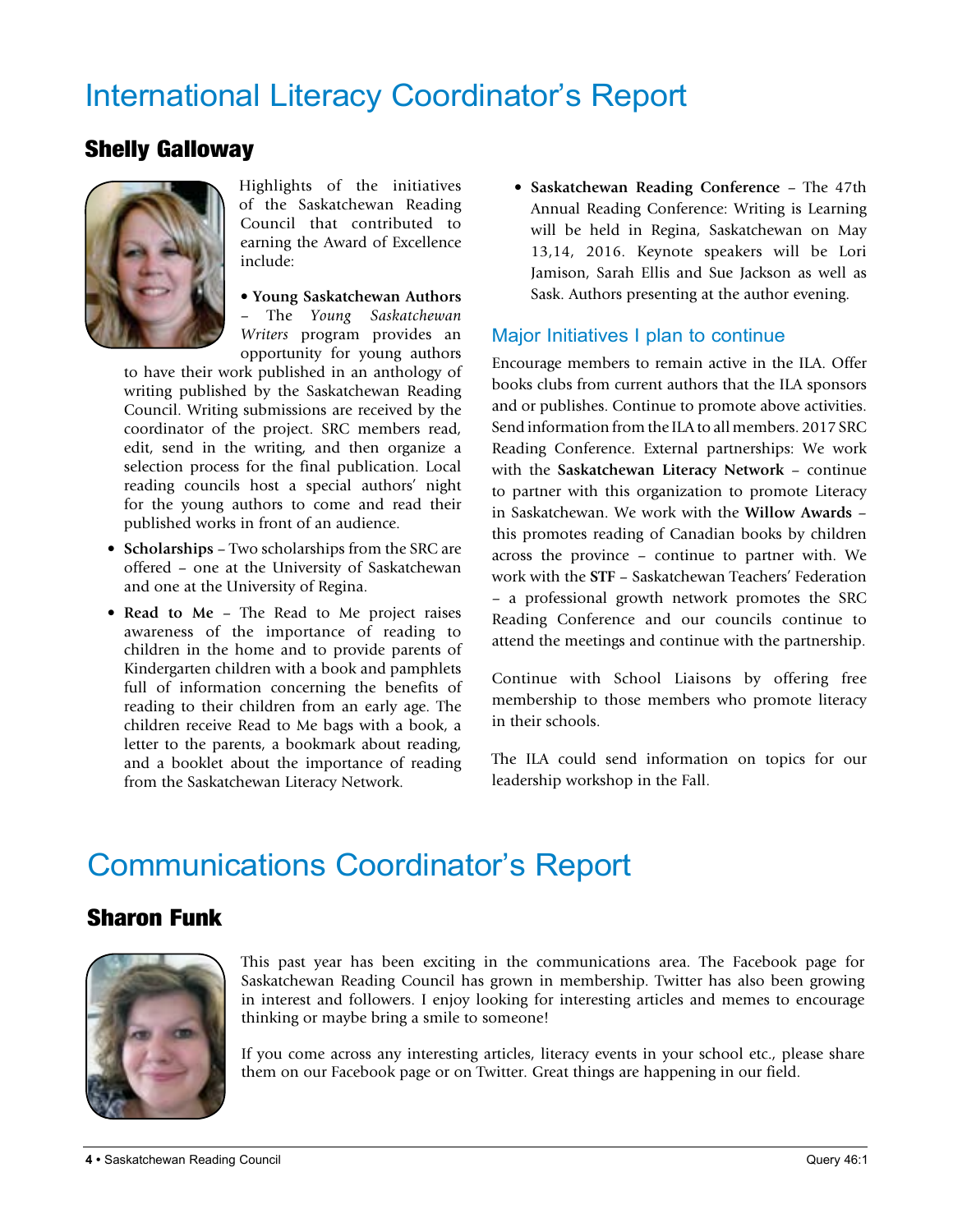# International Literacy Coordinator's Report

## Shelly Galloway

Highlights of the initiatives of the Saskatchewan Reading Council that contributed to earning the Award of Excellence include:

- **Young Saskatchewan Authors** – The *Young Saskatchewan Writers* program provides an opportunity for young authors to have their work published in an anthology of writing published by the Saskatchewan Reading Council. Writing submissions are received by the coordinator of the project. SRC members read, edit, send in the writing, and then organize a selection process for the final publication. Local reading councils host a special authors' night for the young authors to come and read their published works in front of an audience.
- **Scholarships** – Two scholarships from the SRC are offered – one at the University of Saskatchewan and one at the University of Regina.
- **Read to Me** – The Read to Me project raises awareness of the importance of reading to children in the home and to provide parents of Kindergarten children with a book and pamphlets full of information concerning the benefits of reading to their children from an early age. The children receive Read to Me bags with a book, a letter to the parents, a bookmark about reading, and a booklet about the importance of reading from the Saskatchewan Literacy Network.
- **Saskatchewan Reading Conference** – The 47th Annual Reading Conference: Writing is Learning will be held in Regina, Saskatchewan on May 13,14, 2016. Keynote speakers will be Lori Jamison, Sarah Ellis and Sue Jackson as well as Sask. Authors presenting at the author evening.

### Major Initiatives I plan to continue

Encourage members to remain active in the ILA. Offer books clubs from current authors that the ILA sponsors and or publishes. Continue to promote above activities. Send information from the ILA to all members. 2017 SRC Reading Conference. External partnerships: We work with the **Saskatchewan Literacy Network** – continue to partner with this organization to promote Literacy in Saskatchewan. We work with the **Willow Awards** – this promotes reading of Canadian books by children across the province – continue to partner with. We work with the **STF** – Saskatchewan Teachers' Federation – a professional growth network promotes the SRC Reading Conference and our councils continue to attend the meetings and continue with the partnership.

Continue with School Liaisons by offering free membership to those members who promote literacy in their schools.

The ILA could send information on topics for our leadership workshop in the Fall.

# Communications Coordinator's Report

## Sharon Funk

This past year has been exciting in the communications area. The Facebook page for Saskatchewan Reading Council has grown in membership. Twitter has also been growing in interest and followers. I enjoy looking for interesting articles and memes to encourage thinking or maybe bring a smile to someone!

If you come across any interesting articles, literacy events in your school etc., please share them on our Facebook page or on Twitter. Great things are happening in our field.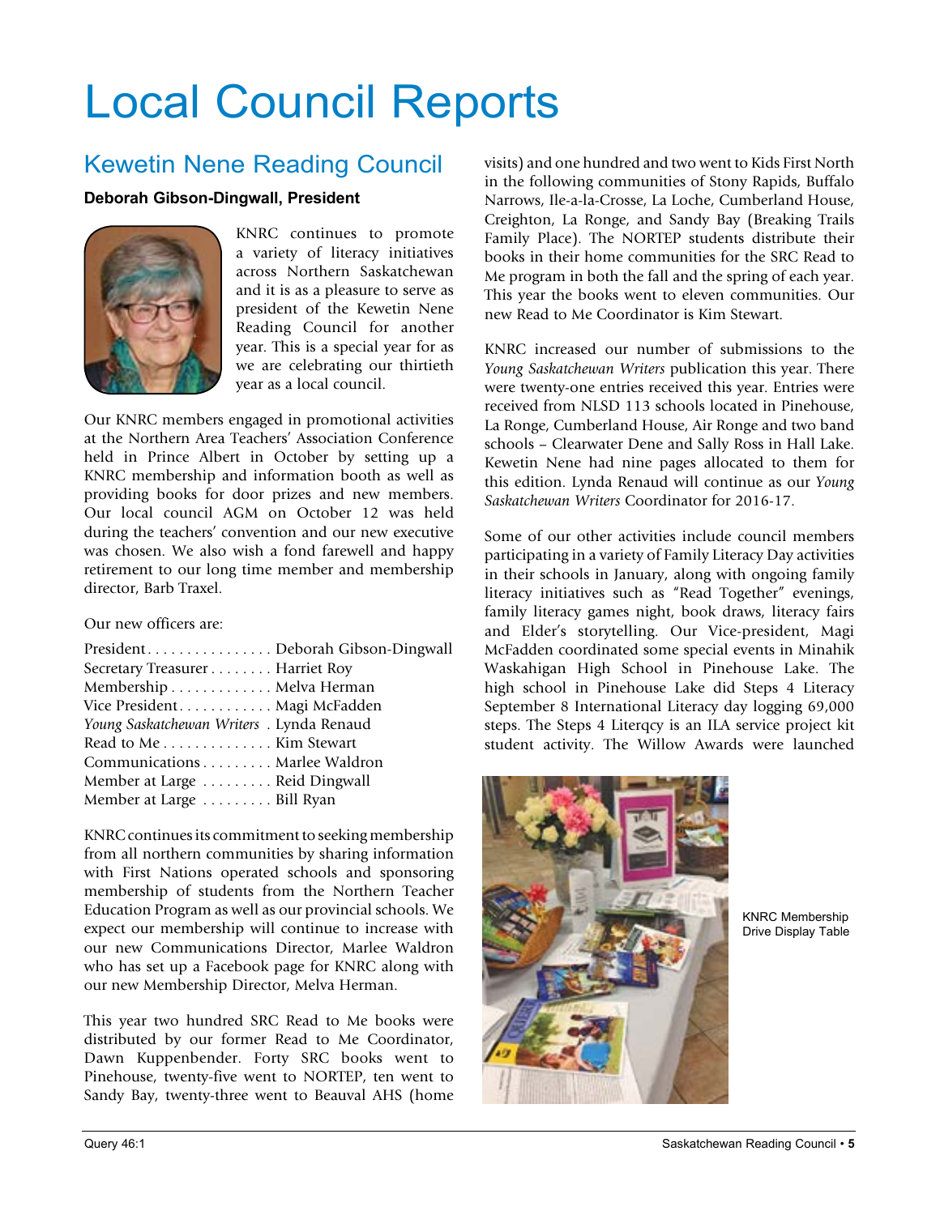# Local Council Reports

## Kewetin Nene Reading Council

**Deborah Gibson-Dingwall, President**

KNRC continues to promote a variety of literacy initiatives across Northern Saskatchewan and it is as a pleasure to serve as president of the Kewetin Nene Reading Council for another year. This is a special year for as we are celebrating our thirtieth year as a local council.

Our KNRC members engaged in promotional activities at the Northern Area Teachers' Association Conference held in Prince Albert in October by setting up a KNRC membership and information booth as well as providing books for door prizes and new members. Our local council AGM on October 12 was held during the teachers' convention and our new executive was chosen. We also wish a fond farewell and happy retirement to our long time member and membership director, Barb Traxel.

Our new officers are:

| | |
|---|---|
| President | Deborah Gibson-Dingwall |
| Secretary Treasurer | Harriet Roy |
| Membership | Melva Herman |
| Vice President | Magi McFadden |
| *Young Saskatchewan Writers* | Lynda Renaud |
| Read to Me | Kim Stewart |
| Communications | Marlee Waldron |
| Member at Large | Reid Dingwall |
| Member at Large | Bill Ryan |

KNRC continues its commitment to seeking membership from all northern communities by sharing information with First Nations operated schools and sponsoring membership of students from the Northern Teacher Education Program as well as our provincial schools. We expect our membership will continue to increase with our new Communications Director, Marlee Waldron who has set up a Facebook page for KNRC along with our new Membership Director, Melva Herman.

This year two hundred SRC Read to Me books were distributed by our former Read to Me Coordinator, Dawn Kuppenbender. Forty SRC books went to Pinehouse, twenty-five went to NORTEP, ten went to Sandy Bay, twenty-three went to Beauval AHS (home visits) and one hundred and two went to Kids First North in the following communities of Stony Rapids, Buffalo Narrows, Ile-a-la-Crosse, La Loche, Cumberland House, Creighton, La Ronge, and Sandy Bay (Breaking Trails Family Place). The NORTEP students distribute their books in their home communities for the SRC Read to Me program in both the fall and the spring of each year. This year the books went to eleven communities. Our new Read to Me Coordinator is Kim Stewart.

KNRC increased our number of submissions to the *Young Saskatchewan Writers* publication this year. There were twenty-one entries received this year. Entries were received from NLSD 113 schools located in Pinehouse, La Ronge, Cumberland House, Air Ronge and two band schools – Clearwater Dene and Sally Ross in Hall Lake. Kewetin Nene had nine pages allocated to them for this edition. Lynda Renaud will continue as our *Young Saskatchewan Writers* Coordinator for 2016-17.

Some of our other activities include council members participating in a variety of Family Literacy Day activities in their schools in January, along with ongoing family literacy initiatives such as "Read Together" evenings, family literacy games night, book draws, literacy fairs and Elder's storytelling. Our Vice-president, Magi McFadden coordinated some special events in Minahik Waskahigan High School in Pinehouse Lake. The high school in Pinehouse Lake did Steps 4 Literacy September 8 International Literacy day logging 69,000 steps. The Steps 4 Literqcy is an ILA service project kit student activity. The Willow Awards were launched

KNRC Membership Drive Display Table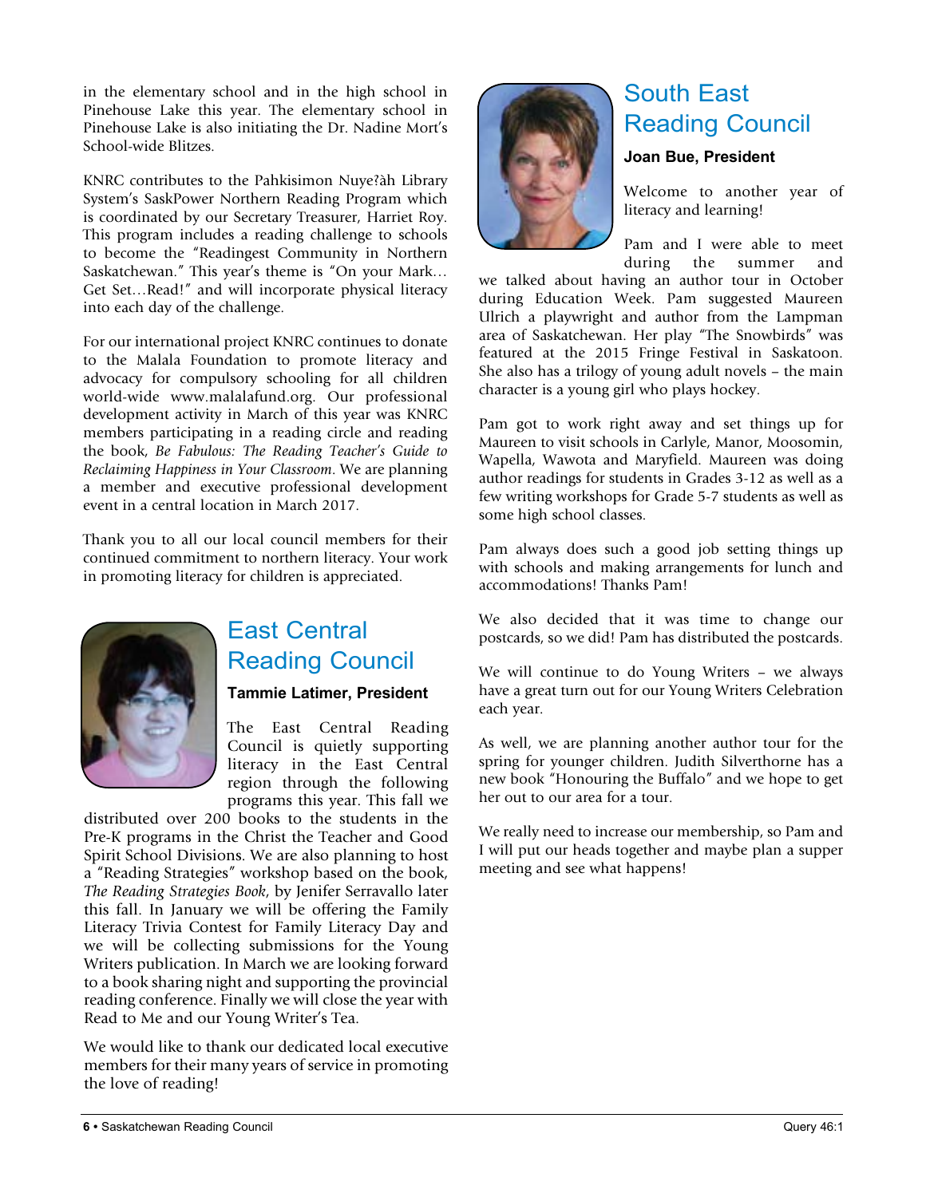in the elementary school and in the high school in Pinehouse Lake this year. The elementary school in Pinehouse Lake is also initiating the Dr. Nadine Mort's School-wide Blitzes.

KNRC contributes to the Pahkisimon Nuye?àh Library System's SaskPower Northern Reading Program which is coordinated by our Secretary Treasurer, Harriet Roy. This program includes a reading challenge to schools to become the "Readingest Community in Northern Saskatchewan." This year's theme is "On your Mark… Get Set…Read!" and will incorporate physical literacy into each day of the challenge.

For our international project KNRC continues to donate to the Malala Foundation to promote literacy and advocacy for compulsory schooling for all children world-wide www.malalafund.org. Our professional development activity in March of this year was KNRC members participating in a reading circle and reading the book, *Be Fabulous: The Reading Teacher's Guide to Reclaiming Happiness in Your Classroom*. We are planning a member and executive professional development event in a central location in March 2017.

Thank you to all our local council members for their continued commitment to northern literacy. Your work in promoting literacy for children is appreciated.

## East Central Reading Council

**Tammie Latimer, President**

The East Central Reading Council is quietly supporting literacy in the East Central region through the following programs this year. This fall we distributed over 200 books to the students in the Pre-K programs in the Christ the Teacher and Good Spirit School Divisions. We are also planning to host a "Reading Strategies" workshop based on the book, *The Reading Strategies Book*, by Jenifer Serravallo later this fall. In January we will be offering the Family Literacy Trivia Contest for Family Literacy Day and we will be collecting submissions for the Young Writers publication. In March we are looking forward to a book sharing night and supporting the provincial reading conference. Finally we will close the year with Read to Me and our Young Writer's Tea.

We would like to thank our dedicated local executive members for their many years of service in promoting the love of reading!

## South East Reading Council

**Joan Bue, President**

Welcome to another year of literacy and learning!

Pam and I were able to meet during the summer and we talked about having an author tour in October during Education Week. Pam suggested Maureen Ulrich a playwright and author from the Lampman area of Saskatchewan. Her play "The Snowbirds" was featured at the 2015 Fringe Festival in Saskatoon. She also has a trilogy of young adult novels – the main character is a young girl who plays hockey.

Pam got to work right away and set things up for Maureen to visit schools in Carlyle, Manor, Moosomin, Wapella, Wawota and Maryfield. Maureen was doing author readings for students in Grades 3-12 as well as a few writing workshops for Grade 5-7 students as well as some high school classes.

Pam always does such a good job setting things up with schools and making arrangements for lunch and accommodations! Thanks Pam!

We also decided that it was time to change our postcards, so we did! Pam has distributed the postcards.

We will continue to do Young Writers – we always have a great turn out for our Young Writers Celebration each year.

As well, we are planning another author tour for the spring for younger children. Judith Silverthorne has a new book "Honouring the Buffalo" and we hope to get her out to our area for a tour.

We really need to increase our membership, so Pam and I will put our heads together and maybe plan a supper meeting and see what happens!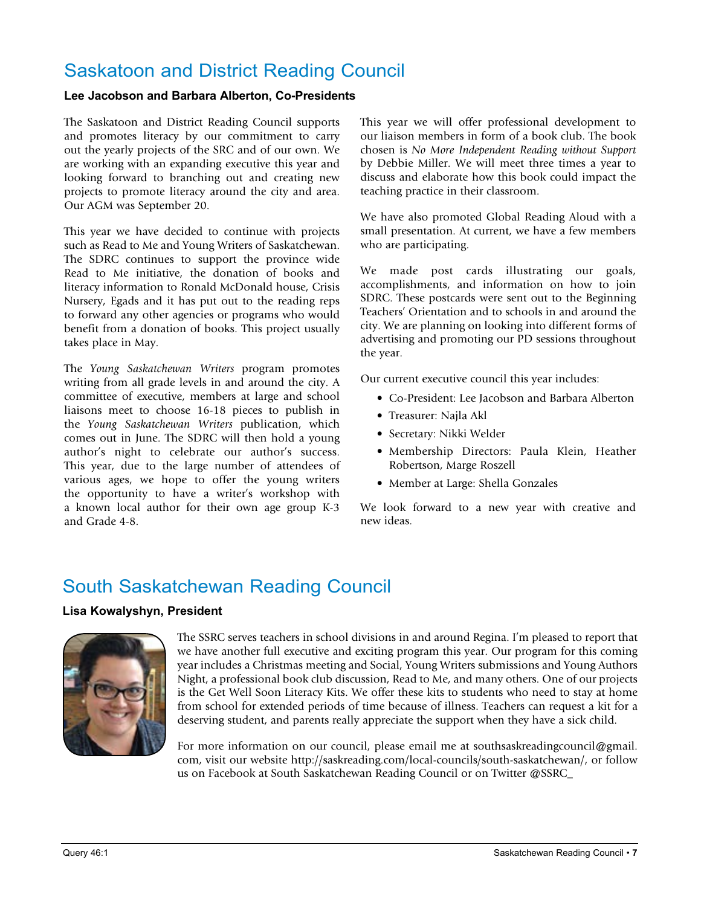## Saskatoon and District Reading Council

**Lee Jacobson and Barbara Alberton, Co-Presidents**

The Saskatoon and District Reading Council supports and promotes literacy by our commitment to carry out the yearly projects of the SRC and of our own. We are working with an expanding executive this year and looking forward to branching out and creating new projects to promote literacy around the city and area. Our AGM was September 20.

This year we have decided to continue with projects such as Read to Me and Young Writers of Saskatchewan. The SDRC continues to support the province wide Read to Me initiative, the donation of books and literacy information to Ronald McDonald house, Crisis Nursery, Egads and it has put out to the reading reps to forward any other agencies or programs who would benefit from a donation of books. This project usually takes place in May.

The *Young Saskatchewan Writers* program promotes writing from all grade levels in and around the city. A committee of executive, members at large and school liaisons meet to choose 16-18 pieces to publish in the *Young Saskatchewan Writers* publication, which comes out in June. The SDRC will then hold a young author's night to celebrate our author's success. This year, due to the large number of attendees of various ages, we hope to offer the young writers the opportunity to have a writer's workshop with a known local author for their own age group K-3 and Grade 4-8.

This year we will offer professional development to our liaison members in form of a book club. The book chosen is *No More Independent Reading without Support* by Debbie Miller. We will meet three times a year to discuss and elaborate how this book could impact the teaching practice in their classroom.

We have also promoted Global Reading Aloud with a small presentation. At current, we have a few members who are participating.

We made post cards illustrating our goals, accomplishments, and information on how to join SDRC. These postcards were sent out to the Beginning Teachers' Orientation and to schools in and around the city. We are planning on looking into different forms of advertising and promoting our PD sessions throughout the year.

Our current executive council this year includes:

- Co-President: Lee Jacobson and Barbara Alberton
- Treasurer: Najla Akl
- Secretary: Nikki Welder
- Membership Directors: Paula Klein, Heather Robertson, Marge Roszell
- Member at Large: Shella Gonzales

We look forward to a new year with creative and new ideas.

## South Saskatchewan Reading Council

**Lisa Kowalyshyn, President**

The SSRC serves teachers in school divisions in and around Regina. I'm pleased to report that we have another full executive and exciting program this year. Our program for this coming year includes a Christmas meeting and Social, Young Writers submissions and Young Authors Night, a professional book club discussion, Read to Me, and many others. One of our projects is the Get Well Soon Literacy Kits. We offer these kits to students who need to stay at home from school for extended periods of time because of illness. Teachers can request a kit for a deserving student, and parents really appreciate the support when they have a sick child.

For more information on our council, please email me at southsaskreadingcouncil@gmail.com, visit our website http://saskreading.com/local-councils/south-saskatchewan/, or follow us on Facebook at South Saskatchewan Reading Council or on Twitter @SSRC_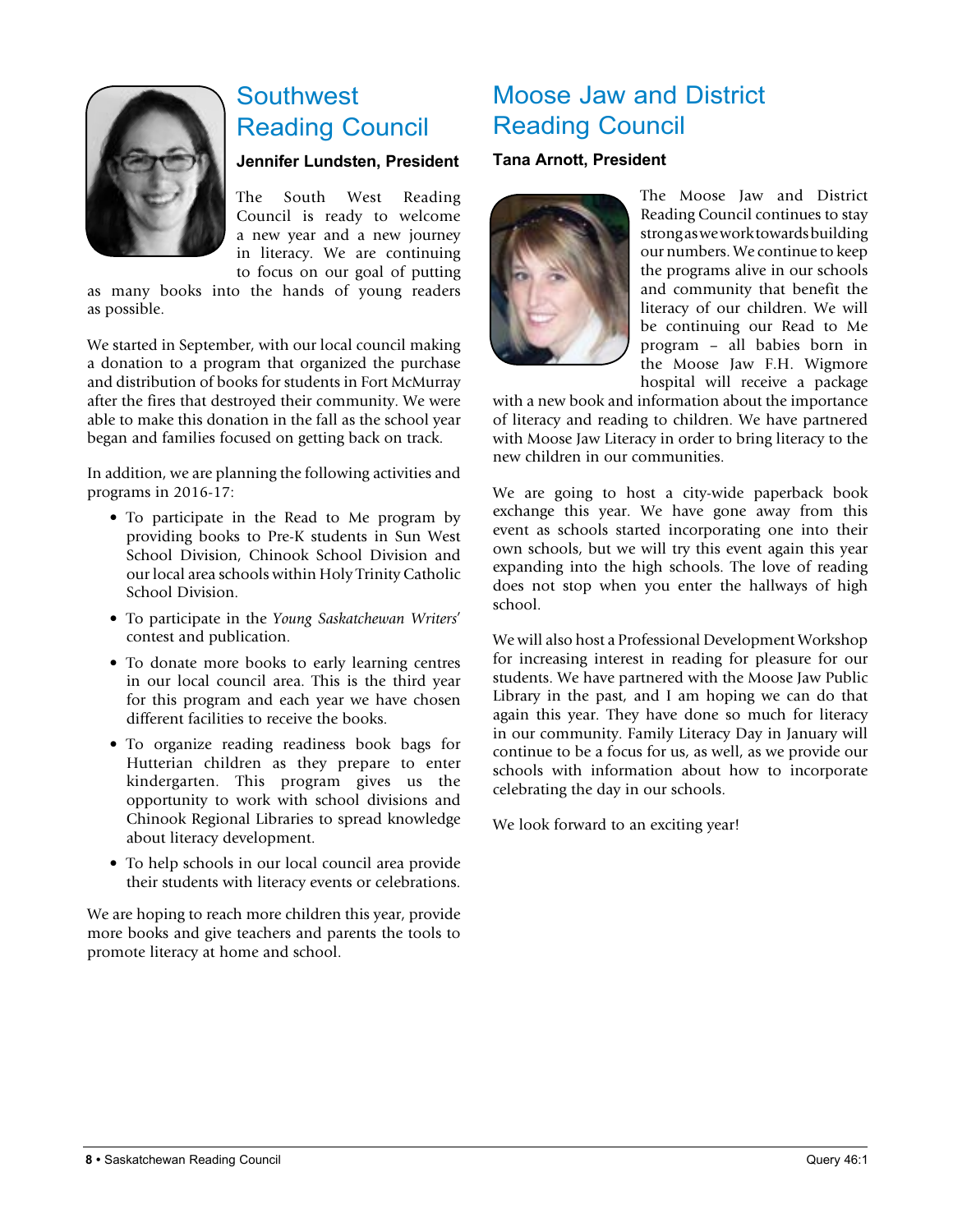## Southwest Reading Council

**Jennifer Lundsten, President**

The South West Reading Council is ready to welcome a new year and a new journey in literacy. We are continuing to focus on our goal of putting as many books into the hands of young readers as possible.

We started in September, with our local council making a donation to a program that organized the purchase and distribution of books for students in Fort McMurray after the fires that destroyed their community. We were able to make this donation in the fall as the school year began and families focused on getting back on track.

In addition, we are planning the following activities and programs in 2016-17:

- To participate in the Read to Me program by providing books to Pre-K students in Sun West School Division, Chinook School Division and our local area schools within Holy Trinity Catholic School Division.
- To participate in the *Young Saskatchewan Writers'* contest and publication.
- To donate more books to early learning centres in our local council area. This is the third year for this program and each year we have chosen different facilities to receive the books.
- To organize reading readiness book bags for Hutterian children as they prepare to enter kindergarten. This program gives us the opportunity to work with school divisions and Chinook Regional Libraries to spread knowledge about literacy development.
- To help schools in our local council area provide their students with literacy events or celebrations.

We are hoping to reach more children this year, provide more books and give teachers and parents the tools to promote literacy at home and school.

## Moose Jaw and District Reading Council

**Tana Arnott, President**

The Moose Jaw and District Reading Council continues to stay strong as we work towards building our numbers. We continue to keep the programs alive in our schools and community that benefit the literacy of our children. We will be continuing our Read to Me program – all babies born in the Moose Jaw F.H. Wigmore hospital will receive a package with a new book and information about the importance of literacy and reading to children. We have partnered with Moose Jaw Literacy in order to bring literacy to the new children in our communities.

We are going to host a city-wide paperback book exchange this year. We have gone away from this event as schools started incorporating one into their own schools, but we will try this event again this year expanding into the high schools. The love of reading does not stop when you enter the hallways of high school.

We will also host a Professional Development Workshop for increasing interest in reading for pleasure for our students. We have partnered with the Moose Jaw Public Library in the past, and I am hoping we can do that again this year. They have done so much for literacy in our community. Family Literacy Day in January will continue to be a focus for us, as well, as we provide our schools with information about how to incorporate celebrating the day in our schools.

We look forward to an exciting year!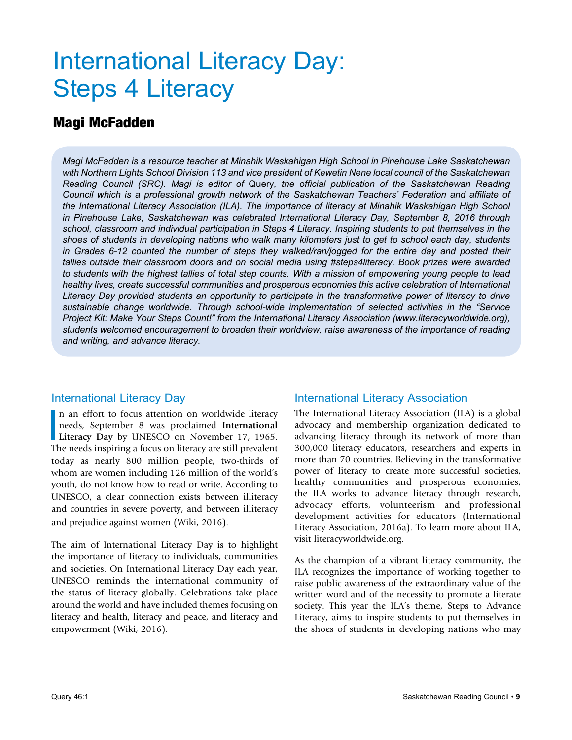# International Literacy Day: Steps 4 Literacy

## Magi McFadden

*Magi McFadden is a resource teacher at Minahik Waskahigan High School in Pinehouse Lake Saskatchewan with Northern Lights School Division 113 and vice president of Kewetin Nene local council of the Saskatchewan Reading Council (SRC). Magi is editor of* Query, *the official publication of the Saskatchewan Reading Council which is a professional growth network of the Saskatchewan Teachers' Federation and affiliate of the International Literacy Association (ILA). The importance of literacy at Minahik Waskahigan High School in Pinehouse Lake, Saskatchewan was celebrated International Literacy Day, September 8, 2016 through school, classroom and individual participation in Steps 4 Literacy. Inspiring students to put themselves in the shoes of students in developing nations who walk many kilometers just to get to school each day, students in Grades 6-12 counted the number of steps they walked/ran/jogged for the entire day and posted their tallies outside their classroom doors and on social media using #steps4literacy. Book prizes were awarded to students with the highest tallies of total step counts. With a mission of empowering young people to lead healthy lives, create successful communities and prosperous economies this active celebration of International Literacy Day provided students an opportunity to participate in the transformative power of literacy to drive sustainable change worldwide. Through school-wide implementation of selected activities in the "Service Project Kit: Make Your Steps Count!" from the International Literacy Association (www.literacyworldwide.org), students welcomed encouragement to broaden their worldview, raise awareness of the importance of reading and writing, and advance literacy.*

### International Literacy Day

In an effort to focus attention on worldwide literacy needs, September 8 was proclaimed **International Literacy Day** by UNESCO on November 17, 1965. The needs inspiring a focus on literacy are still prevalent today as nearly 800 million people, two-thirds of whom are women including 126 million of the world's youth, do not know how to read or write. According to UNESCO, a clear connection exists between illiteracy and countries in severe poverty, and between illiteracy and prejudice against women (Wiki, 2016).

The aim of International Literacy Day is to highlight the importance of literacy to individuals, communities and societies. On International Literacy Day each year, UNESCO reminds the international community of the status of literacy globally. Celebrations take place around the world and have included themes focusing on literacy and health, literacy and peace, and literacy and empowerment (Wiki, 2016).

### International Literacy Association

The International Literacy Association (ILA) is a global advocacy and membership organization dedicated to advancing literacy through its network of more than 300,000 literacy educators, researchers and experts in more than 70 countries. Believing in the transformative power of literacy to create more successful societies, healthy communities and prosperous economies, the ILA works to advance literacy through research, advocacy efforts, volunteerism and professional development activities for educators (International Literacy Association, 2016a). To learn more about ILA, visit literacyworldwide.org.

As the champion of a vibrant literacy community, the ILA recognizes the importance of working together to raise public awareness of the extraordinary value of the written word and of the necessity to promote a literate society. This year the ILA's theme, Steps to Advance Literacy, aims to inspire students to put themselves in the shoes of students in developing nations who may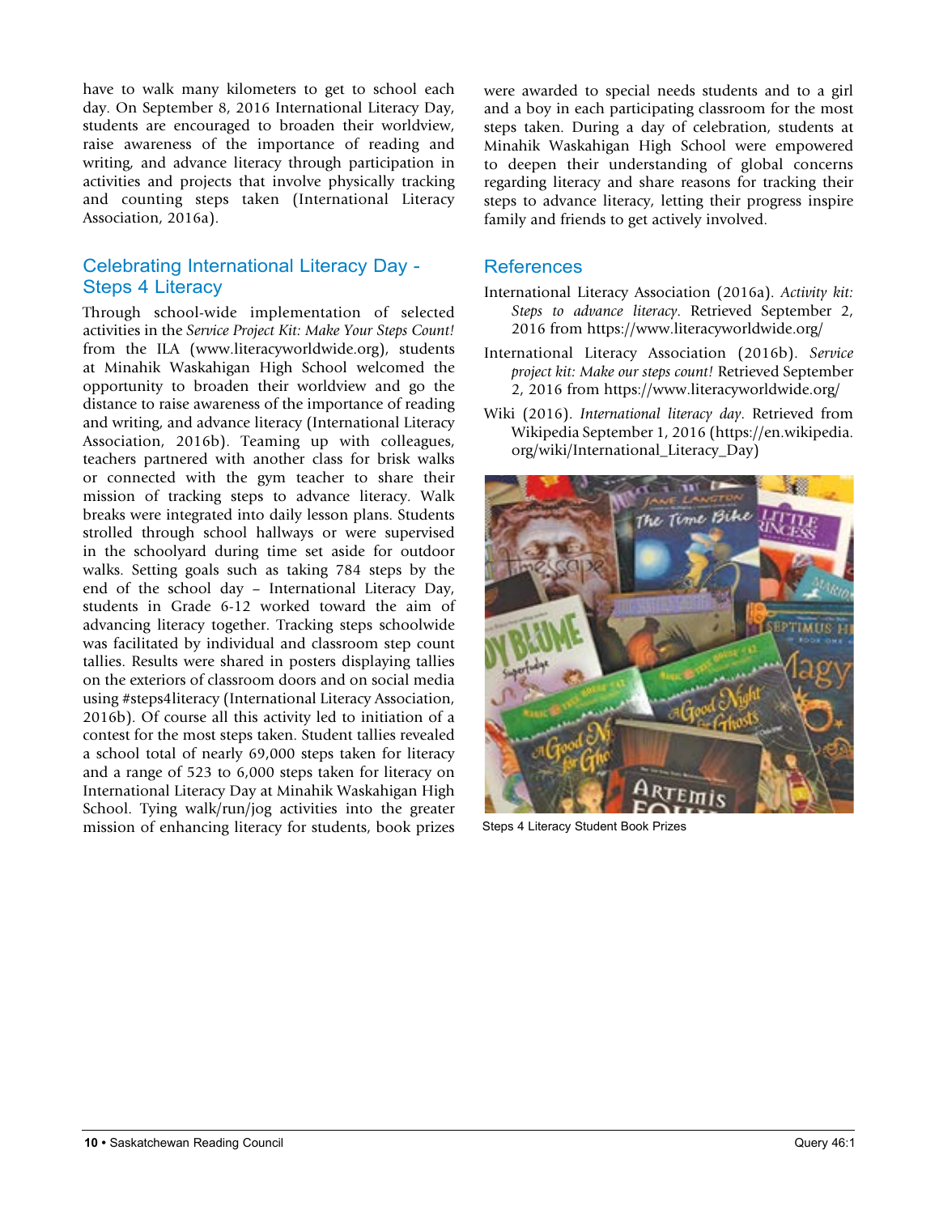have to walk many kilometers to get to school each day. On September 8, 2016 International Literacy Day, students are encouraged to broaden their worldview, raise awareness of the importance of reading and writing, and advance literacy through participation in activities and projects that involve physically tracking and counting steps taken (International Literacy Association, 2016a).

## Celebrating International Literacy Day - Steps 4 Literacy

Through school-wide implementation of selected activities in the *Service Project Kit: Make Your Steps Count!* from the ILA (www.literacyworldwide.org), students at Minahik Waskahigan High School welcomed the opportunity to broaden their worldview and go the distance to raise awareness of the importance of reading and writing, and advance literacy (International Literacy Association, 2016b). Teaming up with colleagues, teachers partnered with another class for brisk walks or connected with the gym teacher to share their mission of tracking steps to advance literacy. Walk breaks were integrated into daily lesson plans. Students strolled through school hallways or were supervised in the schoolyard during time set aside for outdoor walks. Setting goals such as taking 784 steps by the end of the school day – International Literacy Day, students in Grade 6-12 worked toward the aim of advancing literacy together. Tracking steps schoolwide was facilitated by individual and classroom step count tallies. Results were shared in posters displaying tallies on the exteriors of classroom doors and on social media using #steps4literacy (International Literacy Association, 2016b). Of course all this activity led to initiation of a contest for the most steps taken. Student tallies revealed a school total of nearly 69,000 steps taken for literacy and a range of 523 to 6,000 steps taken for literacy on International Literacy Day at Minahik Waskahigan High School. Tying walk/run/jog activities into the greater mission of enhancing literacy for students, book prizes were awarded to special needs students and to a girl and a boy in each participating classroom for the most steps taken. During a day of celebration, students at Minahik Waskahigan High School were empowered to deepen their understanding of global concerns regarding literacy and share reasons for tracking their steps to advance literacy, letting their progress inspire family and friends to get actively involved.

## References

International Literacy Association (2016a). *Activity kit: Steps to advance literacy*. Retrieved September 2, 2016 from https://www.literacyworldwide.org/

International Literacy Association (2016b). *Service project kit: Make our steps count!* Retrieved September 2, 2016 from https://www.literacyworldwide.org/

Wiki (2016). *International literacy day*. Retrieved from Wikipedia September 1, 2016 (https://en.wikipedia.org/wiki/International_Literacy_Day)

Steps 4 Literacy Student Book Prizes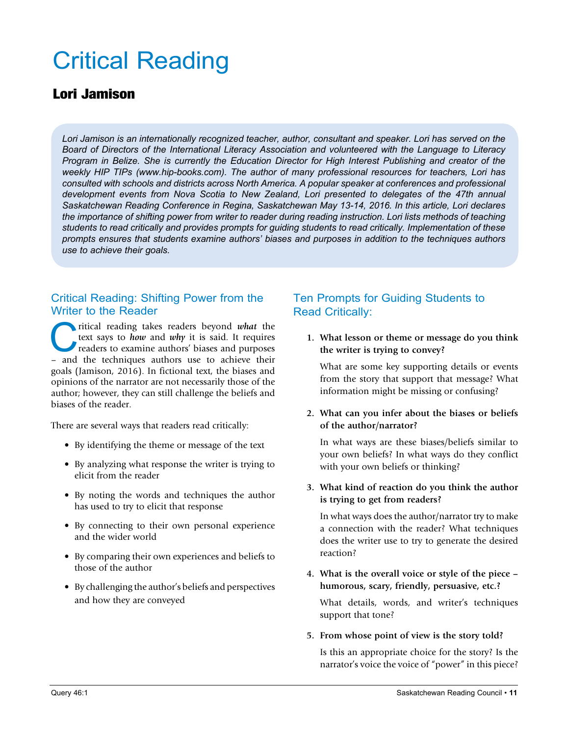# Critical Reading

## Lori Jamison

*Lori Jamison is an internationally recognized teacher, author, consultant and speaker. Lori has served on the Board of Directors of the International Literacy Association and volunteered with the Language to Literacy Program in Belize. She is currently the Education Director for High Interest Publishing and creator of the weekly HIP TIPs (www.hip-books.com). The author of many professional resources for teachers, Lori has consulted with schools and districts across North America. A popular speaker at conferences and professional development events from Nova Scotia to New Zealand, Lori presented to delegates of the 47th annual Saskatchewan Reading Conference in Regina, Saskatchewan May 13-14, 2016. In this article, Lori declares the importance of shifting power from writer to reader during reading instruction. Lori lists methods of teaching students to read critically and provides prompts for guiding students to read critically. Implementation of these prompts ensures that students examine authors' biases and purposes in addition to the techniques authors use to achieve their goals.*

### Critical Reading: Shifting Power from the Writer to the Reader

Critical reading takes readers beyond ***what*** the text says to ***how*** and ***why*** it is said. It requires readers to examine authors' biases and purposes – and the techniques authors use to achieve their goals (Jamison, 2016). In fictional text, the biases and opinions of the narrator are not necessarily those of the author; however, they can still challenge the beliefs and biases of the reader.

There are several ways that readers read critically:

- By identifying the theme or message of the text
- By analyzing what response the writer is trying to elicit from the reader
- By noting the words and techniques the author has used to try to elicit that response
- By connecting to their own personal experience and the wider world
- By comparing their own experiences and beliefs to those of the author
- By challenging the author's beliefs and perspectives and how they are conveyed

### Ten Prompts for Guiding Students to Read Critically:

1. **What lesson or theme or message do you think the writer is trying to convey?**

   What are some key supporting details or events from the story that support that message? What information might be missing or confusing?

2. **What can you infer about the biases or beliefs of the author/narrator?**

   In what ways are these biases/beliefs similar to your own beliefs? In what ways do they conflict with your own beliefs or thinking?

3. **What kind of reaction do you think the author is trying to get from readers?**

   In what ways does the author/narrator try to make a connection with the reader? What techniques does the writer use to try to generate the desired reaction?

4. **What is the overall voice or style of the piece – humorous, scary, friendly, persuasive, etc.?**

   What details, words, and writer's techniques support that tone?

5. **From whose point of view is the story told?**

   Is this an appropriate choice for the story? Is the narrator's voice the voice of "power" in this piece?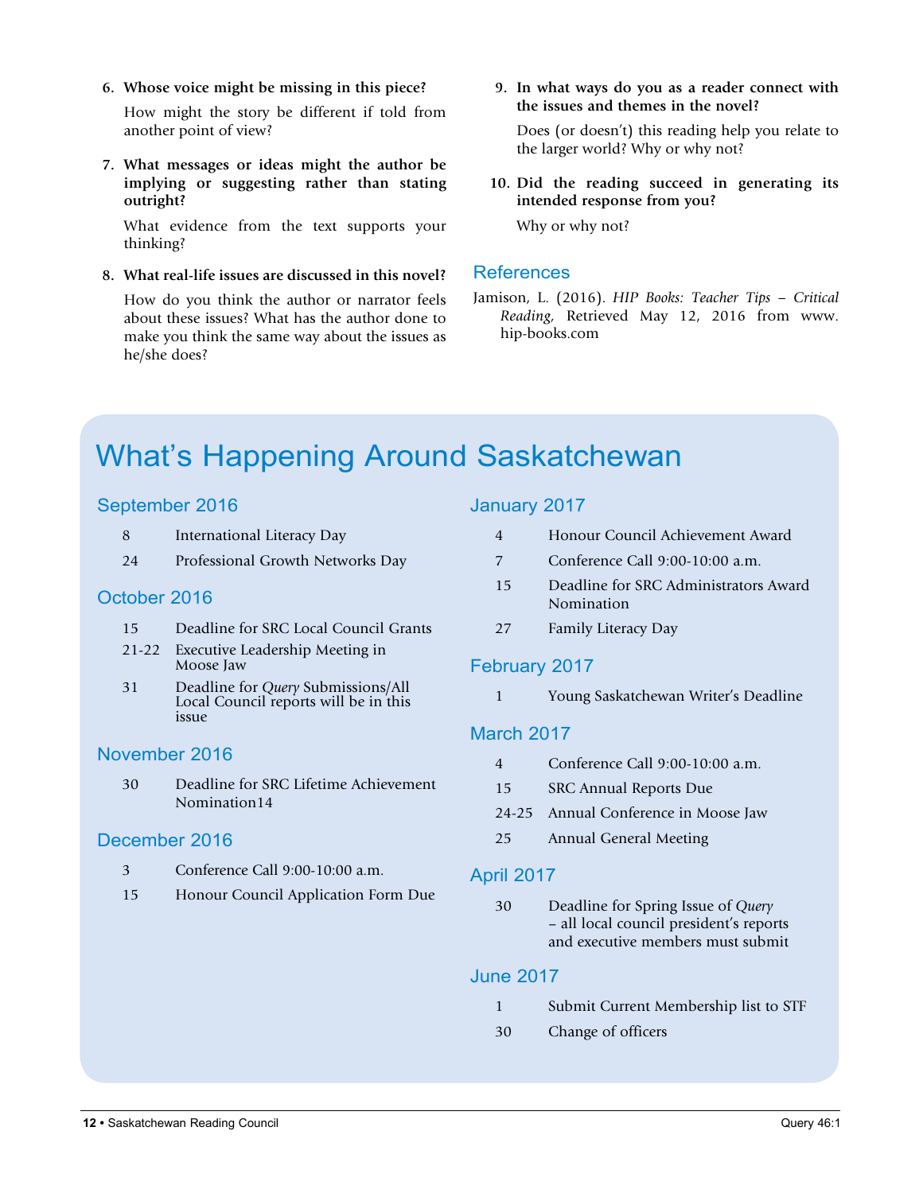6. **Whose voice might be missing in this piece?**

   How might the story be different if told from another point of view?

7. **What messages or ideas might the author be implying or suggesting rather than stating outright?**

   What evidence from the text supports your thinking?

8. **What real-life issues are discussed in this novel?**

   How do you think the author or narrator feels about these issues? What has the author done to make you think the same way about the issues as he/she does?

9. **In what ways do you as a reader connect with the issues and themes in the novel?**

   Does (or doesn't) this reading help you relate to the larger world? Why or why not?

10. **Did the reading succeed in generating its intended response from you?**

    Why or why not?

## References

Jamison, L. (2016). *HIP Books: Teacher Tips – Critical Reading*, Retrieved May 12, 2016 from www.hip-books.com

# What's Happening Around Saskatchewan

## September 2016

| | |
|---|---|
| 8 | International Literacy Day |
| 24 | Professional Growth Networks Day |

## October 2016

| | |
|---|---|
| 15 | Deadline for SRC Local Council Grants |
| 21-22 | Executive Leadership Meeting in Moose Jaw |
| 31 | Deadline for *Query* Submissions/All Local Council reports will be in this issue |

## November 2016

| | |
|---|---|
| 30 | Deadline for SRC Lifetime Achievement Nomination14 |

## December 2016

| | |
|---|---|
| 3 | Conference Call 9:00-10:00 a.m. |
| 15 | Honour Council Application Form Due |

## January 2017

| | |
|---|---|
| 4 | Honour Council Achievement Award |
| 7 | Conference Call 9:00-10:00 a.m. |
| 15 | Deadline for SRC Administrators Award Nomination |
| 27 | Family Literacy Day |

## February 2017

| | |
|---|---|
| 1 | Young Saskatchewan Writer's Deadline |

## March 2017

| | |
|---|---|
| 4 | Conference Call 9:00-10:00 a.m. |
| 15 | SRC Annual Reports Due |
| 24-25 | Annual Conference in Moose Jaw |
| 25 | Annual General Meeting |

## April 2017

| | |
|---|---|
| 30 | Deadline for Spring Issue of *Query* – all local council president's reports and executive members must submit |

## June 2017

| | |
|---|---|
| 1 | Submit Current Membership list to STF |
| 30 | Change of officers |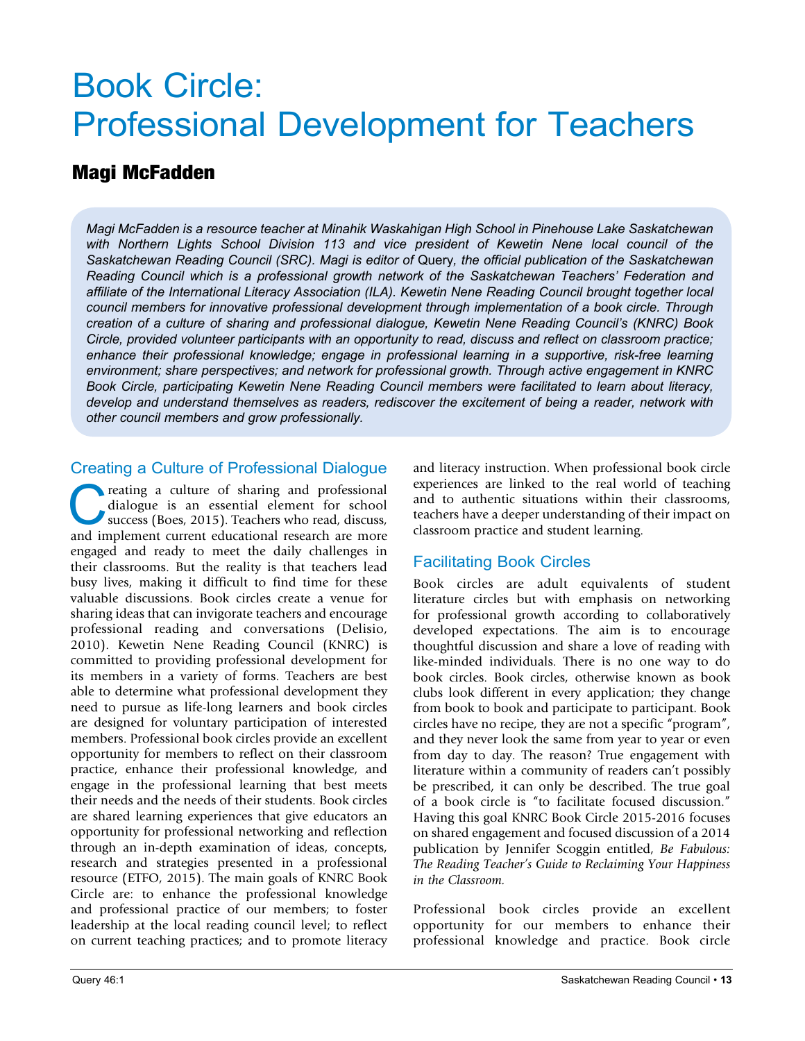# Book Circle: Professional Development for Teachers

## Magi McFadden

*Magi McFadden is a resource teacher at Minahik Waskahigan High School in Pinehouse Lake Saskatchewan with Northern Lights School Division 113 and vice president of Kewetin Nene local council of the Saskatchewan Reading Council (SRC). Magi is editor of* Query*, the official publication of the Saskatchewan Reading Council which is a professional growth network of the Saskatchewan Teachers' Federation and affiliate of the International Literacy Association (ILA). Kewetin Nene Reading Council brought together local council members for innovative professional development through implementation of a book circle. Through creation of a culture of sharing and professional dialogue, Kewetin Nene Reading Council's (KNRC) Book Circle, provided volunteer participants with an opportunity to read, discuss and reflect on classroom practice; enhance their professional knowledge; engage in professional learning in a supportive, risk-free learning environment; share perspectives; and network for professional growth. Through active engagement in KNRC Book Circle, participating Kewetin Nene Reading Council members were facilitated to learn about literacy, develop and understand themselves as readers, rediscover the excitement of being a reader, network with other council members and grow professionally.*

### Creating a Culture of Professional Dialogue

Creating a culture of sharing and professional dialogue is an essential element for school success (Boes, 2015). Teachers who read, discuss, and implement current educational research are more engaged and ready to meet the daily challenges in their classrooms. But the reality is that teachers lead busy lives, making it difficult to find time for these valuable discussions. Book circles create a venue for sharing ideas that can invigorate teachers and encourage professional reading and conversations (Delisio, 2010). Kewetin Nene Reading Council (KNRC) is committed to providing professional development for its members in a variety of forms. Teachers are best able to determine what professional development they need to pursue as life-long learners and book circles are designed for voluntary participation of interested members. Professional book circles provide an excellent opportunity for members to reflect on their classroom practice, enhance their professional knowledge, and engage in the professional learning that best meets their needs and the needs of their students. Book circles are shared learning experiences that give educators an opportunity for professional networking and reflection through an in-depth examination of ideas, concepts, research and strategies presented in a professional resource (ETFO, 2015). The main goals of KNRC Book Circle are: to enhance the professional knowledge and professional practice of our members; to foster leadership at the local reading council level; to reflect on current teaching practices; and to promote literacy and literacy instruction. When professional book circle experiences are linked to the real world of teaching and to authentic situations within their classrooms, teachers have a deeper understanding of their impact on classroom practice and student learning.

### Facilitating Book Circles

Book circles are adult equivalents of student literature circles but with emphasis on networking for professional growth according to collaboratively developed expectations. The aim is to encourage thoughtful discussion and share a love of reading with like-minded individuals. There is no one way to do book circles. Book circles, otherwise known as book clubs look different in every application; they change from book to book and participate to participant. Book circles have no recipe, they are not a specific "program", and they never look the same from year to year or even from day to day. The reason? True engagement with literature within a community of readers can't possibly be prescribed, it can only be described. The true goal of a book circle is "to facilitate focused discussion." Having this goal KNRC Book Circle 2015-2016 focuses on shared engagement and focused discussion of a 2014 publication by Jennifer Scoggin entitled, *Be Fabulous: The Reading Teacher's Guide to Reclaiming Your Happiness in the Classroom.*

Professional book circles provide an excellent opportunity for our members to enhance their professional knowledge and practice. Book circle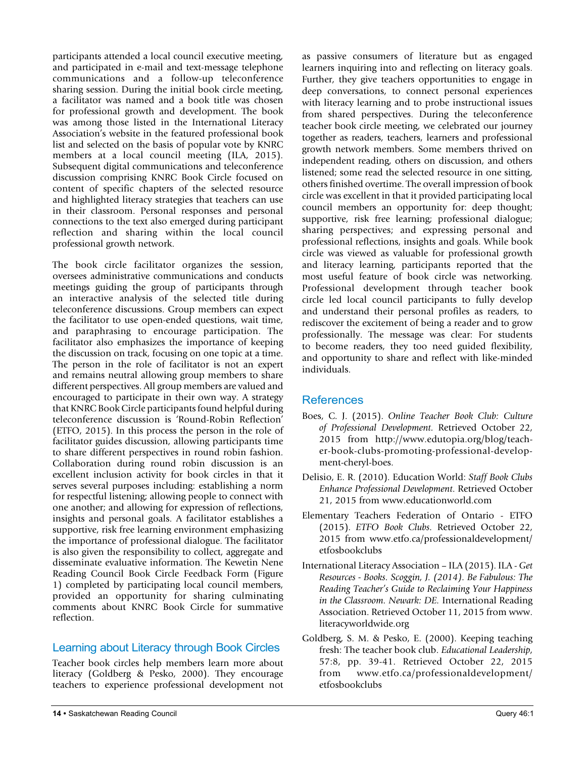participants attended a local council executive meeting, and participated in e-mail and text-message telephone communications and a follow-up teleconference sharing session. During the initial book circle meeting, a facilitator was named and a book title was chosen for professional growth and development. The book was among those listed in the International Literacy Association's website in the featured professional book list and selected on the basis of popular vote by KNRC members at a local council meeting (ILA, 2015). Subsequent digital communications and teleconference discussion comprising KNRC Book Circle focused on content of specific chapters of the selected resource and highlighted literacy strategies that teachers can use in their classroom. Personal responses and personal connections to the text also emerged during participant reflection and sharing within the local council professional growth network.

The book circle facilitator organizes the session, oversees administrative communications and conducts meetings guiding the group of participants through an interactive analysis of the selected title during teleconference discussions. Group members can expect the facilitator to use open-ended questions, wait time, and paraphrasing to encourage participation. The facilitator also emphasizes the importance of keeping the discussion on track, focusing on one topic at a time. The person in the role of facilitator is not an expert and remains neutral allowing group members to share different perspectives. All group members are valued and encouraged to participate in their own way. A strategy that KNRC Book Circle participants found helpful during teleconference discussion is 'Round-Robin Reflection' (ETFO, 2015). In this process the person in the role of facilitator guides discussion, allowing participants time to share different perspectives in round robin fashion. Collaboration during round robin discussion is an excellent inclusion activity for book circles in that it serves several purposes including: establishing a norm for respectful listening; allowing people to connect with one another; and allowing for expression of reflections, insights and personal goals. A facilitator establishes a supportive, risk free learning environment emphasizing the importance of professional dialogue. The facilitator is also given the responsibility to collect, aggregate and disseminate evaluative information. The Kewetin Nene Reading Council Book Circle Feedback Form (Figure 1) completed by participating local council members, provided an opportunity for sharing culminating comments about KNRC Book Circle for summative reflection.

## Learning about Literacy through Book Circles

Teacher book circles help members learn more about literacy (Goldberg & Pesko, 2000). They encourage teachers to experience professional development not as passive consumers of literature but as engaged learners inquiring into and reflecting on literacy goals. Further, they give teachers opportunities to engage in deep conversations, to connect personal experiences with literacy learning and to probe instructional issues from shared perspectives. During the teleconference teacher book circle meeting, we celebrated our journey together as readers, teachers, learners and professional growth network members. Some members thrived on independent reading, others on discussion, and others listened; some read the selected resource in one sitting, others finished overtime. The overall impression of book circle was excellent in that it provided participating local council members an opportunity for: deep thought; supportive, risk free learning; professional dialogue; sharing perspectives; and expressing personal and professional reflections, insights and goals. While book circle was viewed as valuable for professional growth and literacy learning, participants reported that the most useful feature of book circle was networking. Professional development through teacher book circle led local council participants to fully develop and understand their personal profiles as readers, to rediscover the excitement of being a reader and to grow professionally. The message was clear: For students to become readers, they too need guided flexibility, and opportunity to share and reflect with like-minded individuals.

## References

Boes, C. J. (2015). *Online Teacher Book Club: Culture of Professional Development.* Retrieved October 22, 2015 from http://www.edutopia.org/blog/teacher-book-clubs-promoting-professional-development-cheryl-boes.

Delisio, E. R. (2010). Education World: *Staff Book Clubs Enhance Professional Development*. Retrieved October 21, 2015 from www.educationworld.com

Elementary Teachers Federation of Ontario - ETFO (2015). *ETFO Book Clubs.* Retrieved October 22, 2015 from www.etfo.ca/professionaldevelopment/etfosbookclubs

International Literacy Association – ILA (2015). ILA - *Get Resources - Books. Scoggin, J. (2014). Be Fabulous: The Reading Teacher's Guide to Reclaiming Your Happiness in the Classroom. Newark: DE.* International Reading Association. Retrieved October 11, 2015 from www.literacyworldwide.org

Goldberg, S. M. & Pesko, E. (2000). Keeping teaching fresh: The teacher book club. *Educational Leadership*, 57:8, pp. 39-41. Retrieved October 22, 2015 from www.etfo.ca/professionaldevelopment/etfosbookclubs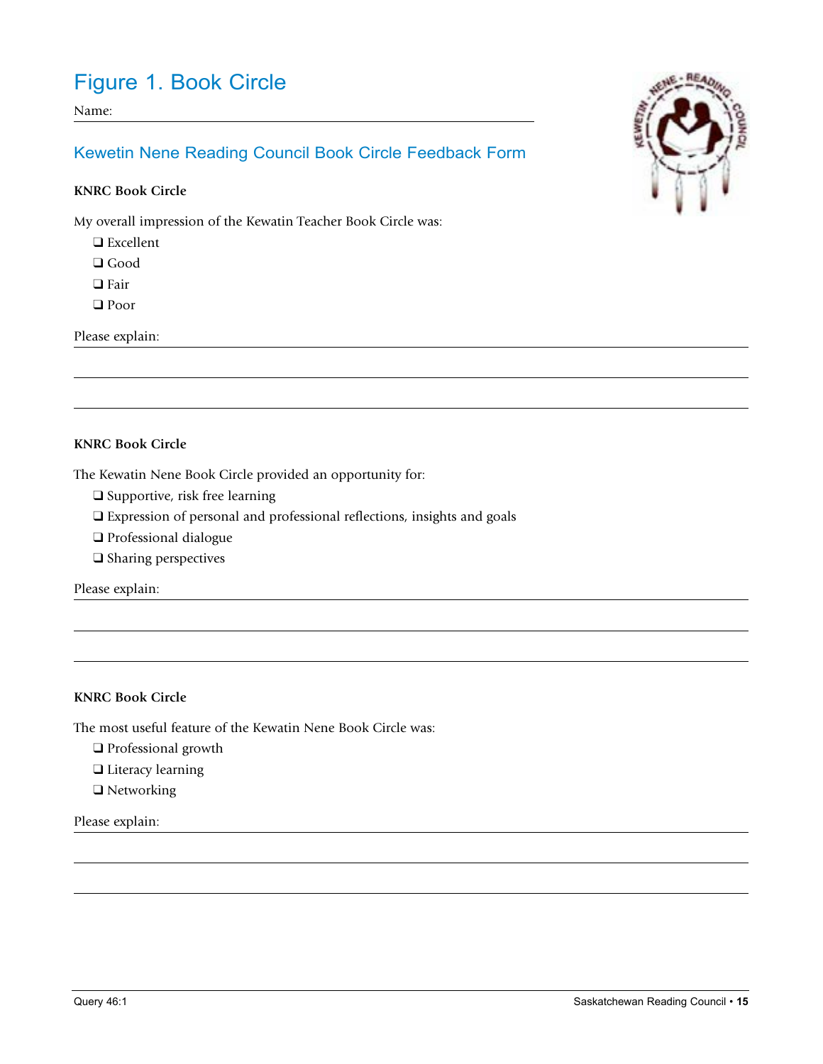# Figure 1. Book Circle

Name: ______________________________

## Kewetin Nene Reading Council Book Circle Feedback Form

**KNRC Book Circle**

My overall impression of the Kewatin Teacher Book Circle was:

- ❑ Excellent
- ❑ Good
- ❑ Fair
- ❑ Poor

Please explain: ______________________________

______________________________

______________________________

**KNRC Book Circle**

The Kewatin Nene Book Circle provided an opportunity for:

- ❑ Supportive, risk free learning
- ❑ Expression of personal and professional reflections, insights and goals
- ❑ Professional dialogue
- ❑ Sharing perspectives

Please explain: ______________________________

______________________________

______________________________

**KNRC Book Circle**

The most useful feature of the Kewatin Nene Book Circle was:

- ❑ Professional growth
- ❑ Literacy learning
- ❑ Networking

Please explain: ______________________________

______________________________

______________________________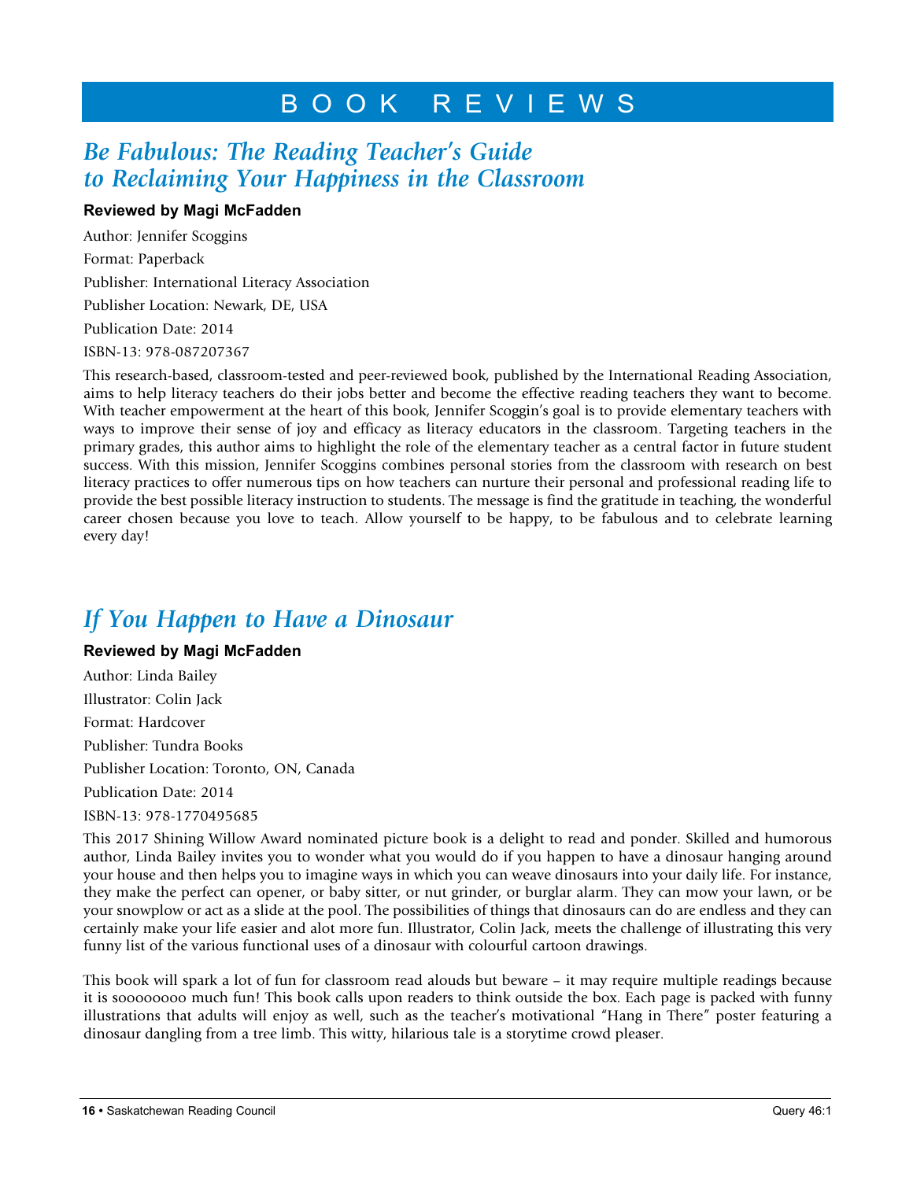# BOOK REVIEWS

## *Be Fabulous: The Reading Teacher's Guide to Reclaiming Your Happiness in the Classroom*

**Reviewed by Magi McFadden**

Author: Jennifer Scoggins

Format: Paperback

Publisher: International Literacy Association

Publisher Location: Newark, DE, USA

Publication Date: 2014

ISBN-13: 978-087207367

This research-based, classroom-tested and peer-reviewed book, published by the International Reading Association, aims to help literacy teachers do their jobs better and become the effective reading teachers they want to become. With teacher empowerment at the heart of this book, Jennifer Scoggin's goal is to provide elementary teachers with ways to improve their sense of joy and efficacy as literacy educators in the classroom. Targeting teachers in the primary grades, this author aims to highlight the role of the elementary teacher as a central factor in future student success. With this mission, Jennifer Scoggins combines personal stories from the classroom with research on best literacy practices to offer numerous tips on how teachers can nurture their personal and professional reading life to provide the best possible literacy instruction to students. The message is find the gratitude in teaching, the wonderful career chosen because you love to teach. Allow yourself to be happy, to be fabulous and to celebrate learning every day!

## *If You Happen to Have a Dinosaur*

**Reviewed by Magi McFadden**

Author: Linda Bailey

Illustrator: Colin Jack

Format: Hardcover

Publisher: Tundra Books

Publisher Location: Toronto, ON, Canada

Publication Date: 2014

ISBN-13: 978-1770495685

This 2017 Shining Willow Award nominated picture book is a delight to read and ponder. Skilled and humorous author, Linda Bailey invites you to wonder what you would do if you happen to have a dinosaur hanging around your house and then helps you to imagine ways in which you can weave dinosaurs into your daily life. For instance, they make the perfect can opener, or baby sitter, or nut grinder, or burglar alarm. They can mow your lawn, or be your snowplow or act as a slide at the pool. The possibilities of things that dinosaurs can do are endless and they can certainly make your life easier and alot more fun. Illustrator, Colin Jack, meets the challenge of illustrating this very funny list of the various functional uses of a dinosaur with colourful cartoon drawings.

This book will spark a lot of fun for classroom read alouds but beware – it may require multiple readings because it is sooooooooo much fun! This book calls upon readers to think outside the box. Each page is packed with funny illustrations that adults will enjoy as well, such as the teacher's motivational "Hang in There" poster featuring a dinosaur dangling from a tree limb. This witty, hilarious tale is a storytime crowd pleaser.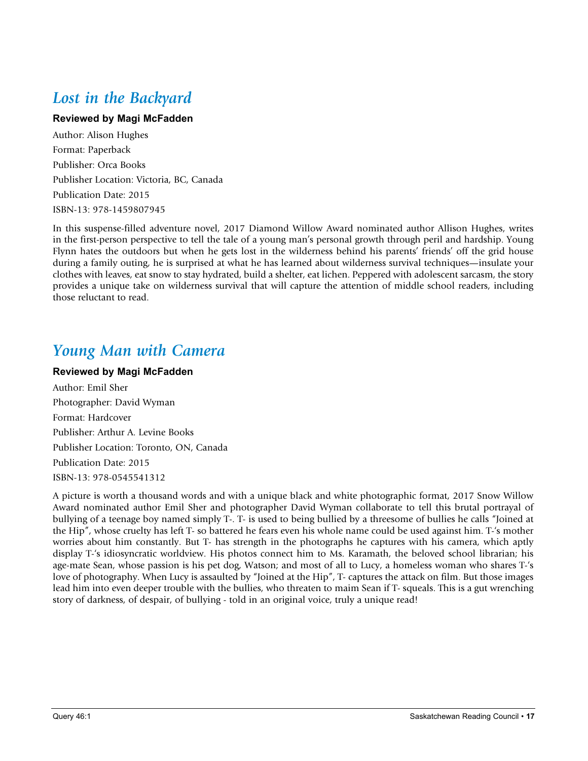## *Lost in the Backyard*

**Reviewed by Magi McFadden**

Author: Alison Hughes

Format: Paperback

Publisher: Orca Books

Publisher Location: Victoria, BC, Canada

Publication Date: 2015

ISBN-13: 978-1459807945

In this suspense-filled adventure novel, 2017 Diamond Willow Award nominated author Allison Hughes, writes in the first-person perspective to tell the tale of a young man's personal growth through peril and hardship. Young Flynn hates the outdoors but when he gets lost in the wilderness behind his parents' friends' off the grid house during a family outing, he is surprised at what he has learned about wilderness survival techniques—insulate your clothes with leaves, eat snow to stay hydrated, build a shelter, eat lichen. Peppered with adolescent sarcasm, the story provides a unique take on wilderness survival that will capture the attention of middle school readers, including those reluctant to read.

## *Young Man with Camera*

**Reviewed by Magi McFadden**

Author: Emil Sher

Photographer: David Wyman

Format: Hardcover

Publisher: Arthur A. Levine Books

Publisher Location: Toronto, ON, Canada

Publication Date: 2015

ISBN-13: 978-0545541312

A picture is worth a thousand words and with a unique black and white photographic format, 2017 Snow Willow Award nominated author Emil Sher and photographer David Wyman collaborate to tell this brutal portrayal of bullying of a teenage boy named simply T-. T- is used to being bullied by a threesome of bullies he calls "Joined at the Hip", whose cruelty has left T- so battered he fears even his whole name could be used against him. T-'s mother worries about him constantly. But T- has strength in the photographs he captures with his camera, which aptly display T-'s idiosyncratic worldview. His photos connect him to Ms. Karamath, the beloved school librarian; his age-mate Sean, whose passion is his pet dog, Watson; and most of all to Lucy, a homeless woman who shares T-'s love of photography. When Lucy is assaulted by "Joined at the Hip", T- captures the attack on film. But those images lead him into even deeper trouble with the bullies, who threaten to maim Sean if T- squeals. This is a gut wrenching story of darkness, of despair, of bullying - told in an original voice, truly a unique read!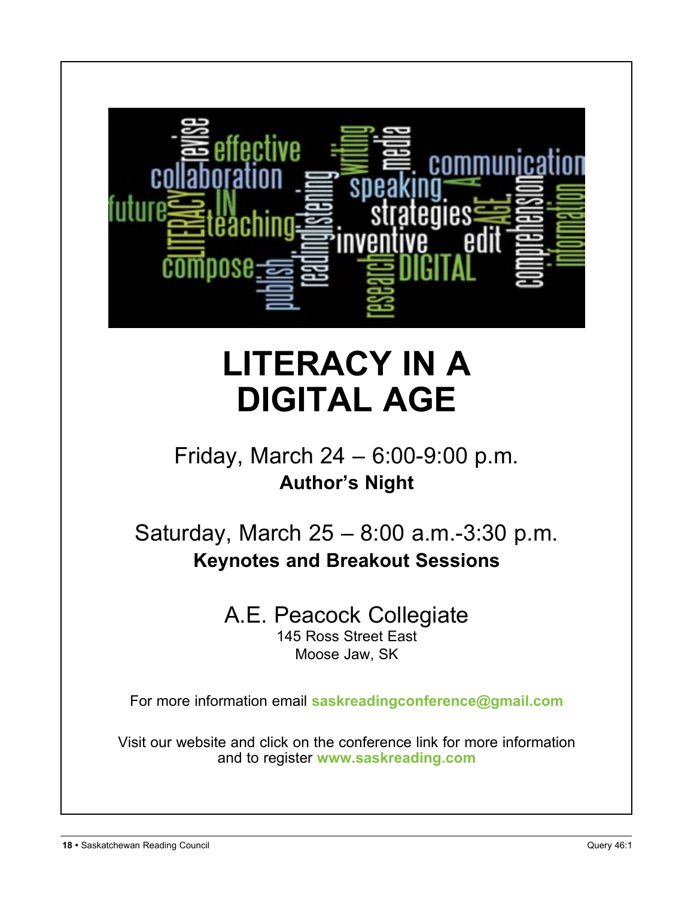# LITERACY IN A DIGITAL AGE

Friday, March 24 – 6:00-9:00 p.m.
**Author's Night**

Saturday, March 25 – 8:00 a.m.-3:30 p.m.
**Keynotes and Breakout Sessions**

A.E. Peacock Collegiate
145 Ross Street East
Moose Jaw, SK

For more information email **saskreadingconference@gmail.com**

Visit our website and click on the conference link for more information and to register **www.saskreading.com**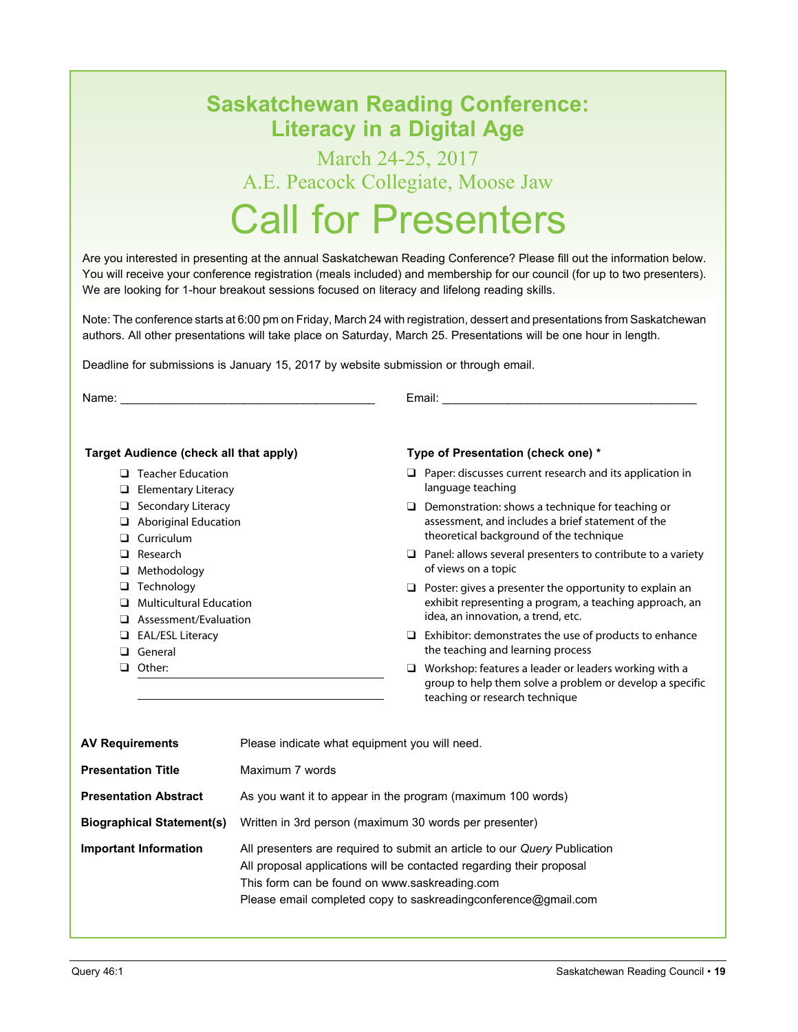# Saskatchewan Reading Conference: Literacy in a Digital Age

March 24-25, 2017

A.E. Peacock Collegiate, Moose Jaw

# Call for Presenters

Are you interested in presenting at the annual Saskatchewan Reading Conference? Please fill out the information below. You will receive your conference registration (meals included) and membership for our council (for up to two presenters). We are looking for 1-hour breakout sessions focused on literacy and lifelong reading skills.

Note: The conference starts at 6:00 pm on Friday, March 24 with registration, dessert and presentations from Saskatchewan authors. All other presentations will take place on Saturday, March 25. Presentations will be one hour in length.

Deadline for submissions is January 15, 2017 by website submission or through email.

Name: ______________________________________ Email: ______________________________________

**Target Audience (check all that apply)**

- ❑ Teacher Education
- ❑ Elementary Literacy
- ❑ Secondary Literacy
- ❑ Aboriginal Education
- ❑ Curriculum
- ❑ Research
- ❑ Methodology
- ❑ Technology
- ❑ Multicultural Education
- ❑ Assessment/Evaluation
- ❑ EAL/ESL Literacy
- ❑ General
- ❑ Other: ______________________________________

______________________________________

**Type of Presentation (check one) \***

- ❑ Paper: discusses current research and its application in language teaching
- ❑ Demonstration: shows a technique for teaching or assessment, and includes a brief statement of the theoretical background of the technique
- ❑ Panel: allows several presenters to contribute to a variety of views on a topic
- ❑ Poster: gives a presenter the opportunity to explain an exhibit representing a program, a teaching approach, an idea, an innovation, a trend, etc.
- ❑ Exhibitor: demonstrates the use of products to enhance the teaching and learning process
- ❑ Workshop: features a leader or leaders working with a group to help them solve a problem or develop a specific teaching or research technique

| | |
|---|---|
| **AV Requirements** | Please indicate what equipment you will need. |
| **Presentation Title** | Maximum 7 words |
| **Presentation Abstract** | As you want it to appear in the program (maximum 100 words) |
| **Biographical Statement(s)** | Written in 3rd person (maximum 30 words per presenter) |
| **Important Information** | All presenters are required to submit an article to our *Query* Publication<br>All proposal applications will be contacted regarding their proposal<br>This form can be found on www.saskreading.com<br>Please email completed copy to saskreadingconference@gmail.com |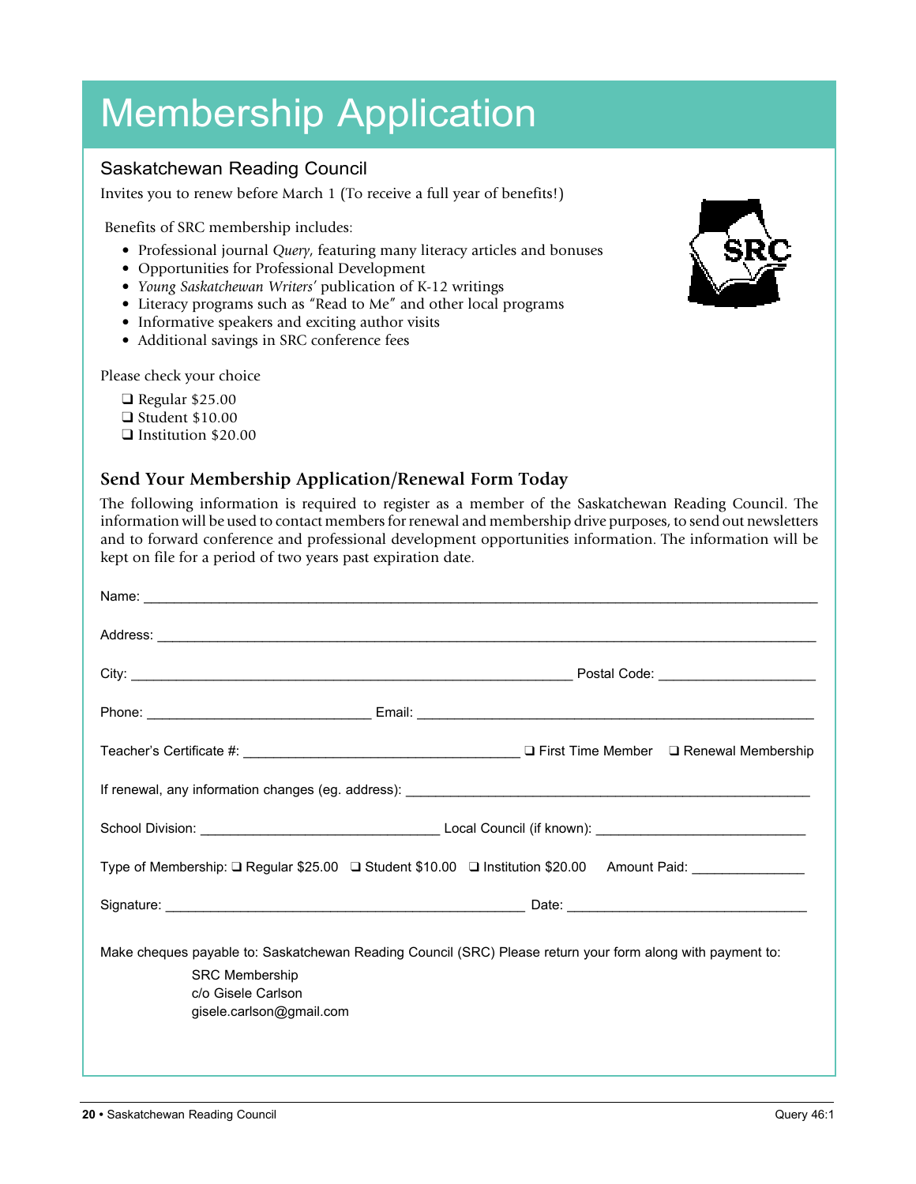# Membership Application

## Saskatchewan Reading Council

Invites you to renew before March 1 (To receive a full year of benefits!)

Benefits of SRC membership includes:

- Professional journal *Query*, featuring many literacy articles and bonuses
- Opportunities for Professional Development
- *Young Saskatchewan Writers'* publication of K-12 writings
- Literacy programs such as "Read to Me" and other local programs
- Informative speakers and exciting author visits
- Additional savings in SRC conference fees

Please check your choice

❑ Regular $25.00
❑ Student $10.00
❑ Institution $20.00

## Send Your Membership Application/Renewal Form Today

The following information is required to register as a member of the Saskatchewan Reading Council. The information will be used to contact members for renewal and membership drive purposes, to send out newsletters and to forward conference and professional development opportunities information. The information will be kept on file for a period of two years past expiration date.

Name: ______________________________

Address: ______________________________

City: ______________________________ Postal Code: ______________

Phone: ______________________ Email: ______________________________

Teacher's Certificate #: ______________________ ❑ First Time Member ❑ Renewal Membership

If renewal, any information changes (eg. address): ______________________________

School Division: ______________________ Local Council (if known): ______________________

Type of Membership: ❑ Regular $25.00 ❑ Student $10.00 ❑ Institution $20.00 Amount Paid: ______________

Signature: ______________________________ Date: ______________________

Make cheques payable to: Saskatchewan Reading Council (SRC) Please return your form along with payment to:

SRC Membership
c/o Gisele Carlson
gisele.carlson@gmail.com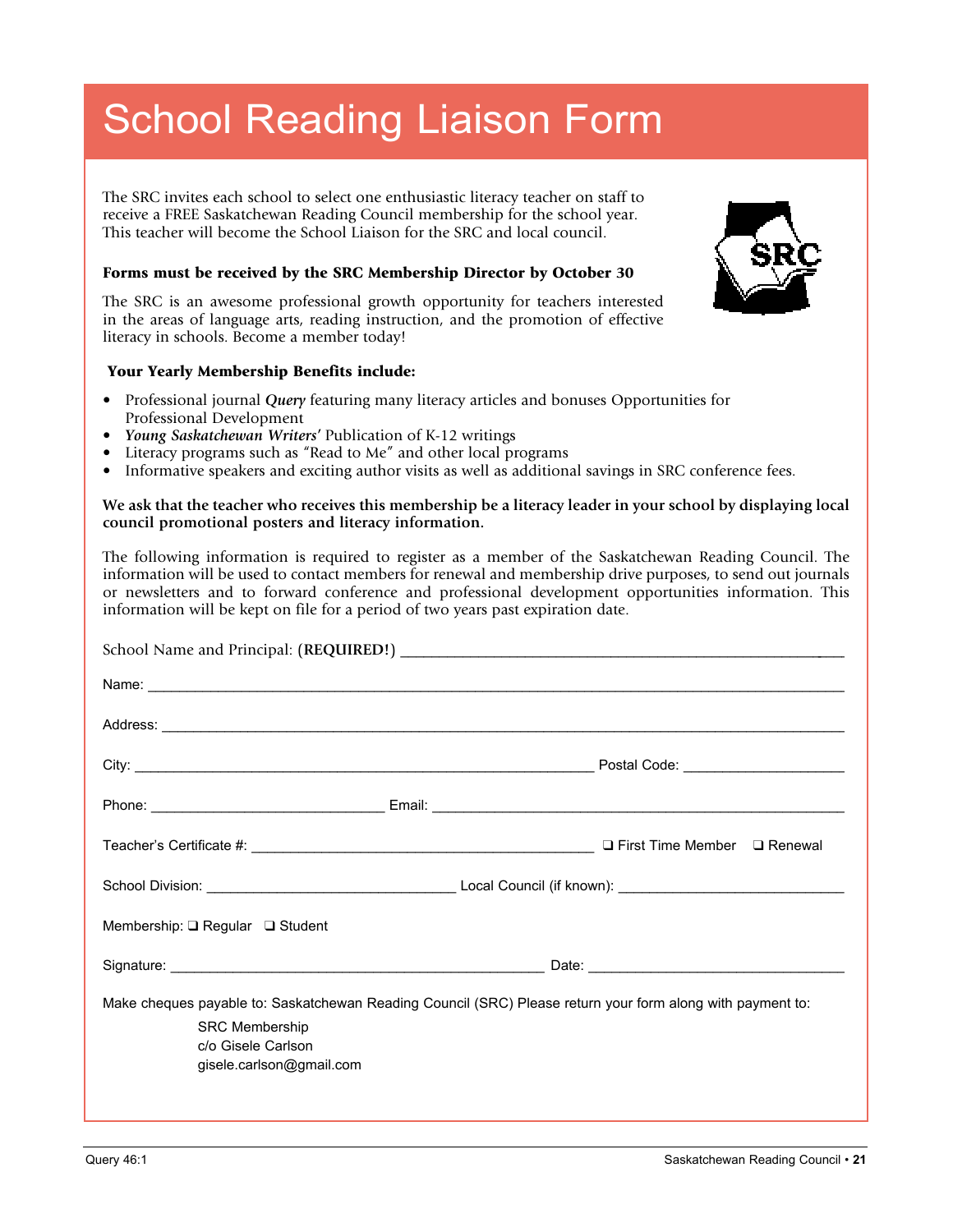# School Reading Liaison Form

The SRC invites each school to select one enthusiastic literacy teacher on staff to receive a FREE Saskatchewan Reading Council membership for the school year. This teacher will become the School Liaison for the SRC and local council.

**Forms must be received by the SRC Membership Director by October 30**

The SRC is an awesome professional growth opportunity for teachers interested in the areas of language arts, reading instruction, and the promotion of effective literacy in schools. Become a member today!

**Your Yearly Membership Benefits include:**

- Professional journal ***Query*** featuring many literacy articles and bonuses Opportunities for Professional Development
- ***Young Saskatchewan Writers'*** Publication of K-12 writings
- Literacy programs such as "Read to Me" and other local programs
- Informative speakers and exciting author visits as well as additional savings in SRC conference fees.

**We ask that the teacher who receives this membership be a literacy leader in your school by displaying local council promotional posters and literacy information.**

The following information is required to register as a member of the Saskatchewan Reading Council. The information will be used to contact members for renewal and membership drive purposes, to send out journals or newsletters and to forward conference and professional development opportunities information. This information will be kept on file for a period of two years past expiration date.

School Name and Principal: (**REQUIRED!**) ______________________________

Name: ______________________________

Address: ______________________________

City: ______________________________ Postal Code: ______________

Phone: ______________ Email: ______________________________

Teacher's Certificate #: ______________________________ ❑ First Time Member ❑ Renewal

School Division: ______________ Local Council (if known): ______________

Membership: ❑ Regular ❑ Student

Signature: ______________________________ Date: ______________

Make cheques payable to: Saskatchewan Reading Council (SRC) Please return your form along with payment to:

SRC Membership  
c/o Gisele Carlson  
gisele.carlson@gmail.com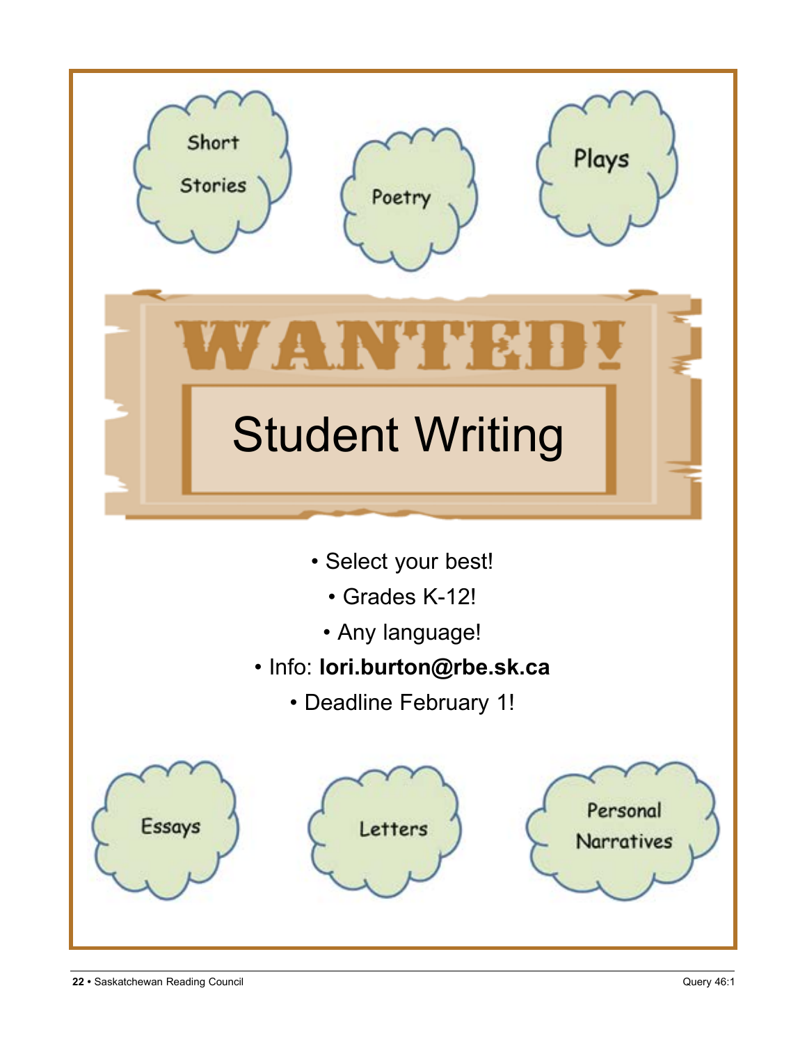Short Stories

Poetry

Plays

# WANTED!

## Student Writing

- Select your best!
- Grades K-12!
- Any language!
- Info: **lori.burton@rbe.sk.ca**
- Deadline February 1!

Essays

Letters

Personal Narratives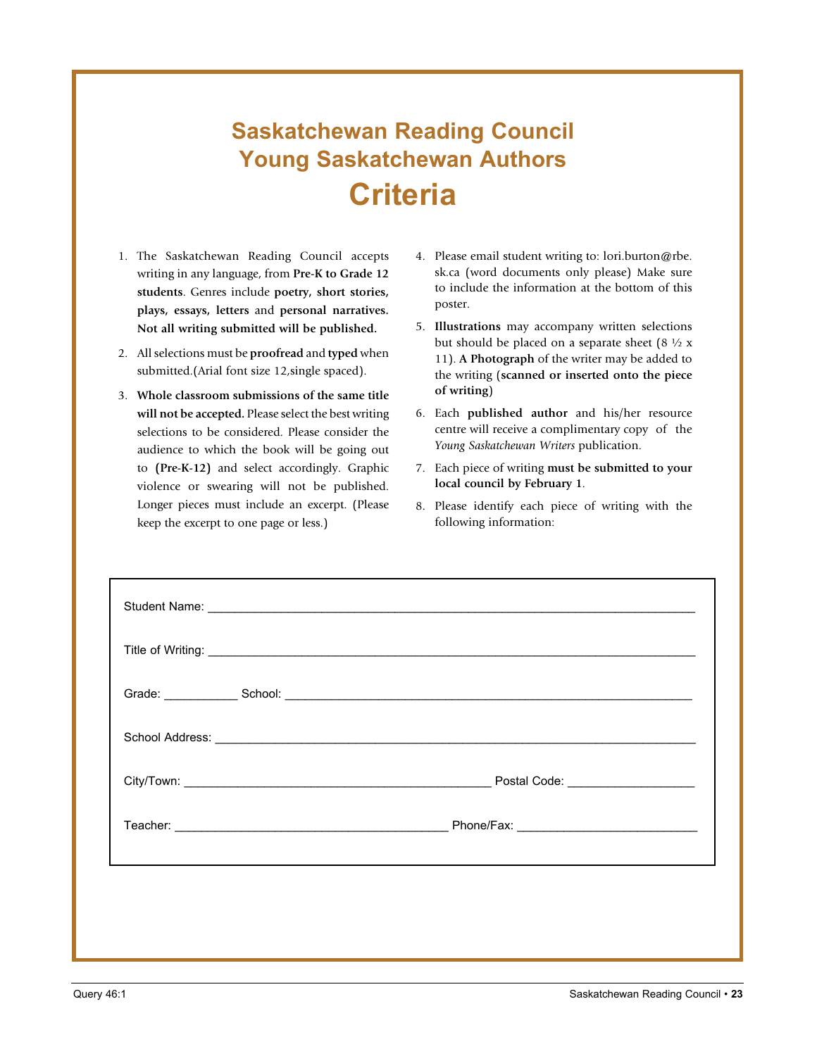# Saskatchewan Reading Council
# Young Saskatchewan Authors
# Criteria

1. The Saskatchewan Reading Council accepts writing in any language, from **Pre-K to Grade 12 students**. Genres include **poetry, short stories, plays, essays, letters** and **personal narratives. Not all writing submitted will be published.**
2. All selections must be **proofread** and **typed** when submitted.(Arial font size 12,single spaced).
3. **Whole classroom submissions of the same title will not be accepted.** Please select the best writing selections to be considered. Please consider the audience to which the book will be going out to **(Pre-K-12)** and select accordingly. Graphic violence or swearing will not be published. Longer pieces must include an excerpt. (Please keep the excerpt to one page or less.)
4. Please email student writing to: lori.burton@rbe.sk.ca (word documents only please) Make sure to include the information at the bottom of this poster.
5. **Illustrations** may accompany written selections but should be placed on a separate sheet (8 ½ x 11). **A Photograph** of the writer may be added to the writing **(scanned or inserted onto the piece of writing)**
6. Each **published author** and his/her resource centre will receive a complimentary copy of the *Young Saskatchewan Writers* publication.
7. Each piece of writing **must be submitted to your local council by February 1**.
8. Please identify each piece of writing with the following information:

Student Name: ____________________________________________

Title of Writing: ____________________________________________

Grade: ___________ School: ____________________________________________

School Address: ____________________________________________

City/Town: ______________________________ Postal Code: __________________

Teacher: ______________________________ Phone/Fax: __________________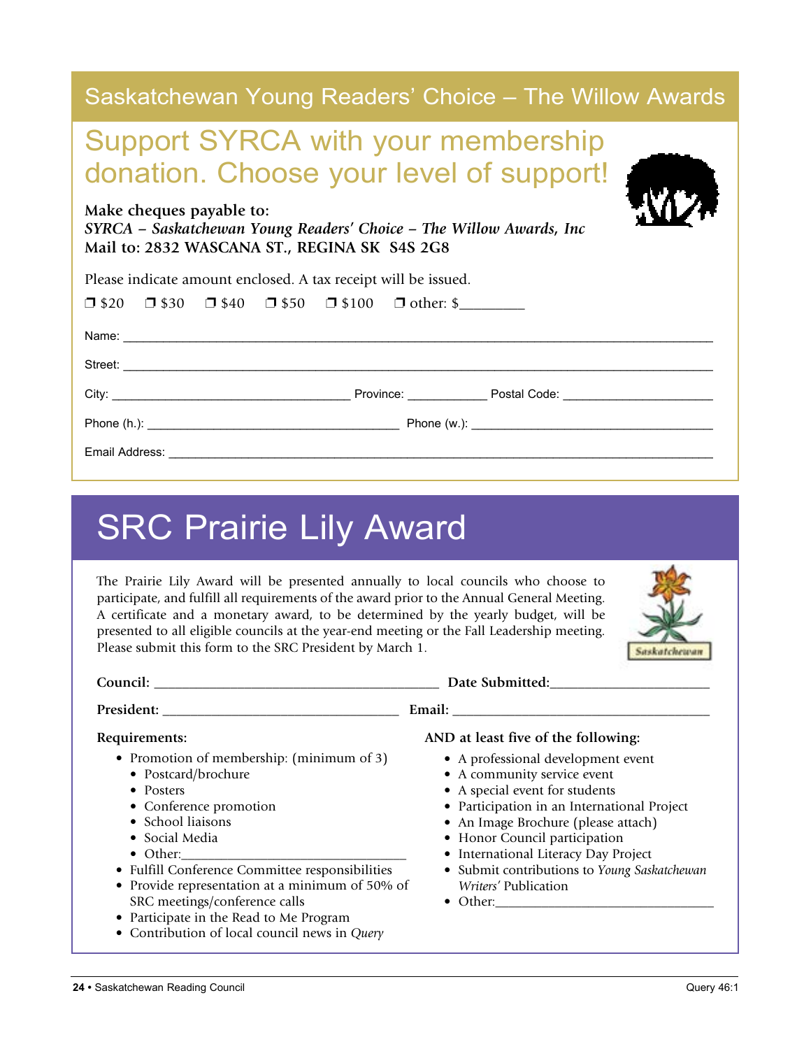# Saskatchewan Young Readers' Choice – The Willow Awards

## Support SYRCA with your membership donation. Choose your level of support!

**Make cheques payable to:**
***SYRCA – Saskatchewan Young Readers' Choice – The Willow Awards, Inc***
**Mail to: 2832 WASCANA ST., REGINA SK S4S 2G8**

Please indicate amount enclosed. A tax receipt will be issued.

❒ $20 ❒ $30 ❒ $40 ❒ $50 ❒ $100 ❒ other: $________

Name: ____________________________________________

Street: ____________________________________________

City: ____________________ Province: __________ Postal Code: ______________

Phone (h.): ____________________ Phone (w.): ____________________

Email Address: ____________________________________________

# SRC Prairie Lily Award

The Prairie Lily Award will be presented annually to local councils who choose to participate, and fulfill all requirements of the award prior to the Annual General Meeting. A certificate and a monetary award, to be determined by the yearly budget, will be presented to all eligible councils at the year-end meeting or the Fall Leadership meeting. Please submit this form to the SRC President by March 1.

**Council:** ______________________________ **Date Submitted:** ________________

**President:** __________________________ **Email:** ____________________________

**Requirements:**

- Promotion of membership: (minimum of 3)
  - Postcard/brochure
  - Posters
  - Conference promotion
  - School liaisons
  - Social Media
  - Other:________________________
- Fulfill Conference Committee responsibilities
- Provide representation at a minimum of 50% of SRC meetings/conference calls
- Participate in the Read to Me Program
- Contribution of local council news in *Query*

**AND at least five of the following:**

- A professional development event
- A community service event
- A special event for students
- Participation in an International Project
- An Image Brochure (please attach)
- Honor Council participation
- International Literacy Day Project
- Submit contributions to *Young Saskatchewan Writers'* Publication
- Other:________________________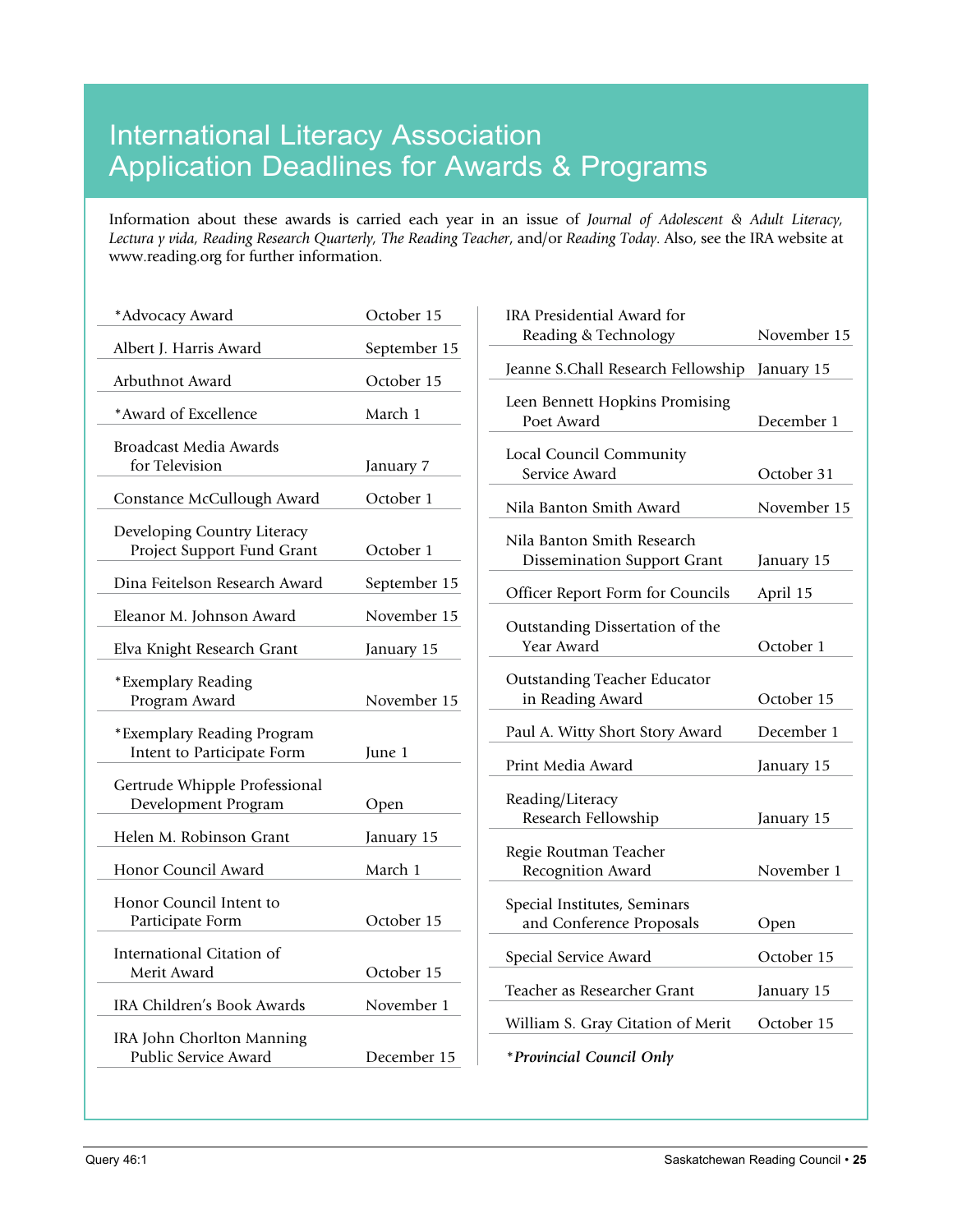# International Literacy Association Application Deadlines for Awards & Programs

Information about these awards is carried each year in an issue of *Journal of Adolescent & Adult Literacy*, *Lectura y vida*, *Reading Research Quarterly*, *The Reading Teacher*, and/or *Reading Today*. Also, see the IRA website at www.reading.org for further information.

| Award / Program | Deadline |
|---|---|
| *Advocacy Award | October 15 |
| Albert J. Harris Award | September 15 |
| Arbuthnot Award | October 15 |
| *Award of Excellence | March 1 |
| Broadcast Media Awards for Television | January 7 |
| Constance McCullough Award | October 1 |
| Developing Country Literacy Project Support Fund Grant | October 1 |
| Dina Feitelson Research Award | September 15 |
| Eleanor M. Johnson Award | November 15 |
| Elva Knight Research Grant | January 15 |
| *Exemplary Reading Program Award | November 15 |
| *Exemplary Reading Program Intent to Participate Form | June 1 |
| Gertrude Whipple Professional Development Program | Open |
| Helen M. Robinson Grant | January 15 |
| Honor Council Award | March 1 |
| Honor Council Intent to Participate Form | October 15 |
| International Citation of Merit Award | October 15 |
| IRA Children's Book Awards | November 1 |
| IRA John Chorlton Manning Public Service Award | December 15 |
| IRA Presidential Award for Reading & Technology | November 15 |
| Jeanne S.Chall Research Fellowship | January 15 |
| Leen Bennett Hopkins Promising Poet Award | December 1 |
| Local Council Community Service Award | October 31 |
| Nila Banton Smith Award | November 15 |
| Nila Banton Smith Research Dissemination Support Grant | January 15 |
| Officer Report Form for Councils | April 15 |
| Outstanding Dissertation of the Year Award | October 1 |
| Outstanding Teacher Educator in Reading Award | October 15 |
| Paul A. Witty Short Story Award | December 1 |
| Print Media Award | January 15 |
| Reading/Literacy Research Fellowship | January 15 |
| Regie Routman Teacher Recognition Award | November 1 |
| Special Institutes, Seminars and Conference Proposals | Open |
| Special Service Award | October 15 |
| Teacher as Researcher Grant | January 15 |
| William S. Gray Citation of Merit | October 15 |

*\*Provincial Council Only*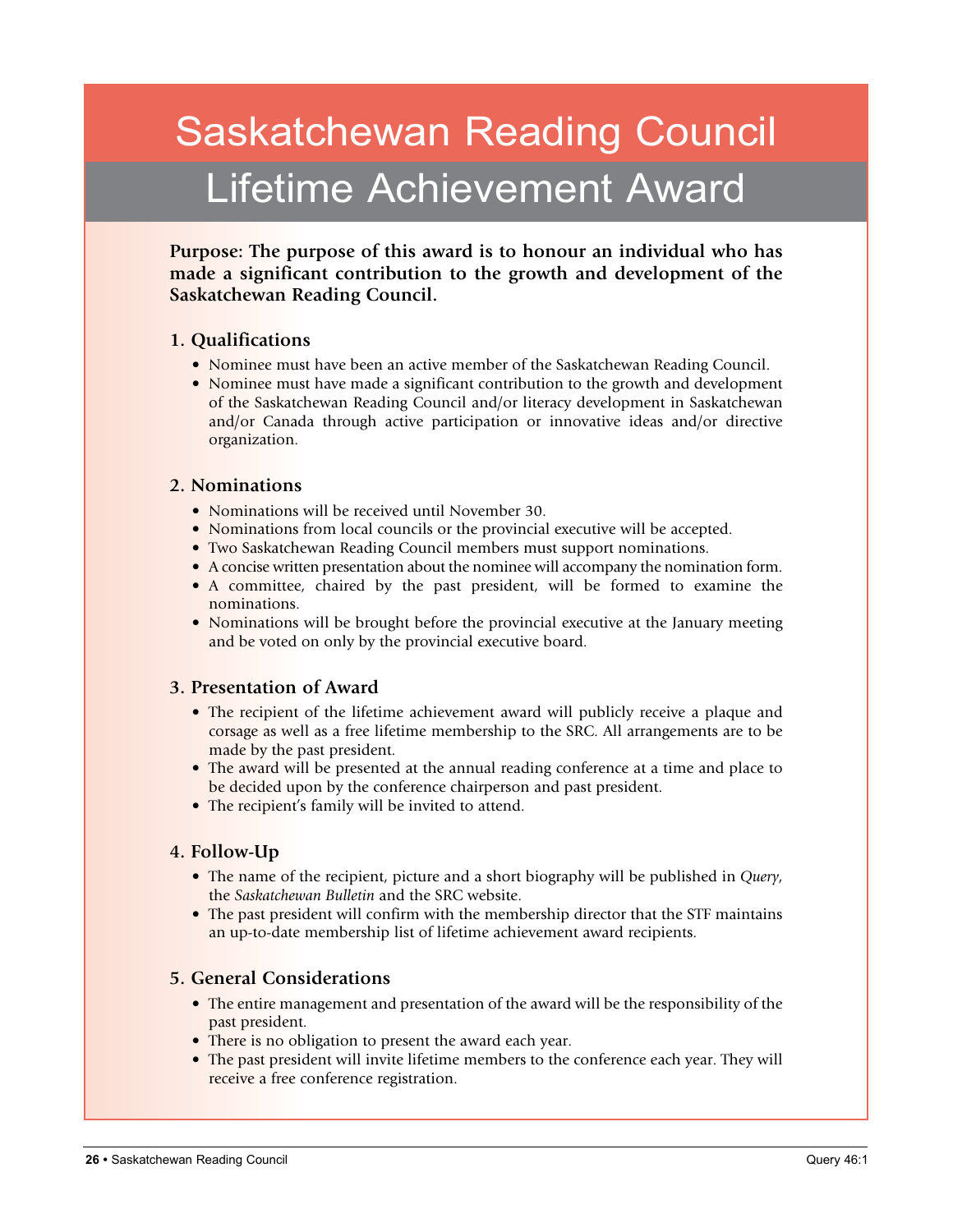# Saskatchewan Reading Council

## Lifetime Achievement Award

**Purpose: The purpose of this award is to honour an individual who has made a significant contribution to the growth and development of the Saskatchewan Reading Council.**

### 1. Qualifications

- Nominee must have been an active member of the Saskatchewan Reading Council.
- Nominee must have made a significant contribution to the growth and development of the Saskatchewan Reading Council and/or literacy development in Saskatchewan and/or Canada through active participation or innovative ideas and/or directive organization.

### 2. Nominations

- Nominations will be received until November 30.
- Nominations from local councils or the provincial executive will be accepted.
- Two Saskatchewan Reading Council members must support nominations.
- A concise written presentation about the nominee will accompany the nomination form.
- A committee, chaired by the past president, will be formed to examine the nominations.
- Nominations will be brought before the provincial executive at the January meeting and be voted on only by the provincial executive board.

### 3. Presentation of Award

- The recipient of the lifetime achievement award will publicly receive a plaque and corsage as well as a free lifetime membership to the SRC. All arrangements are to be made by the past president.
- The award will be presented at the annual reading conference at a time and place to be decided upon by the conference chairperson and past president.
- The recipient's family will be invited to attend.

### 4. Follow-Up

- The name of the recipient, picture and a short biography will be published in *Query*, the *Saskatchewan Bulletin* and the SRC website.
- The past president will confirm with the membership director that the STF maintains an up-to-date membership list of lifetime achievement award recipients.

### 5. General Considerations

- The entire management and presentation of the award will be the responsibility of the past president.
- There is no obligation to present the award each year.
- The past president will invite lifetime members to the conference each year. They will receive a free conference registration.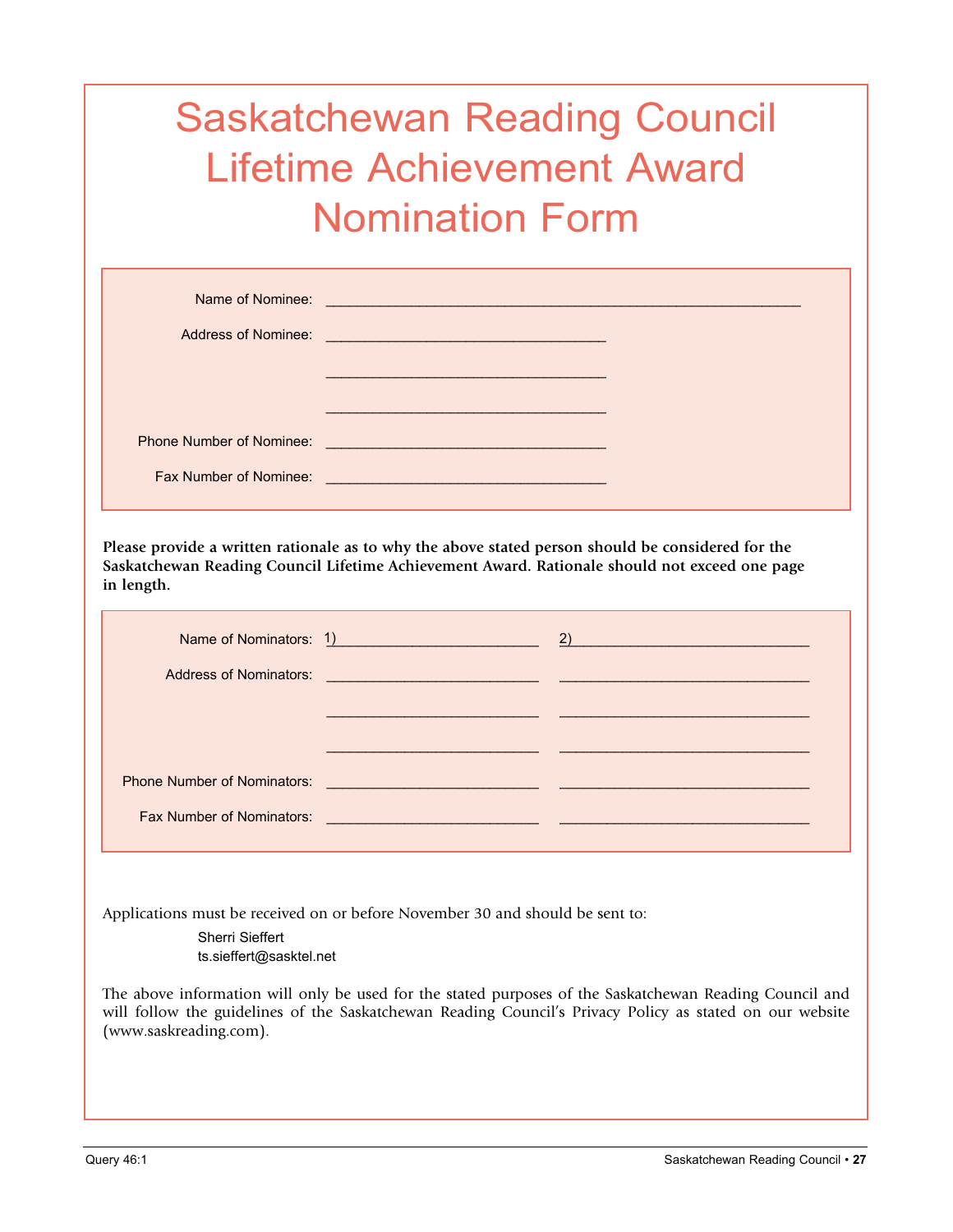# Saskatchewan Reading Council Lifetime Achievement Award Nomination Form

Name of Nominee: ____________________________________________________________

Address of Nominee: ___________________________________

___________________________________

___________________________________

Phone Number of Nominee: ___________________________________

Fax Number of Nominee: ___________________________________

**Please provide a written rationale as to why the above stated person should be considered for the Saskatchewan Reading Council Lifetime Achievement Award. Rationale should not exceed one page in length.**

Name of Nominators: 1)__________________________ 2)______________________________

Address of Nominators: __________________________ ______________________________

__________________________ ______________________________

__________________________ ______________________________

Phone Number of Nominators: __________________________ ______________________________

Fax Number of Nominators: __________________________ ______________________________

Applications must be received on or before November 30 and should be sent to:

Sherri Sieffert  
ts.sieffert@sasktel.net

The above information will only be used for the stated purposes of the Saskatchewan Reading Council and will follow the guidelines of the Saskatchewan Reading Council's Privacy Policy as stated on our website (www.saskreading.com).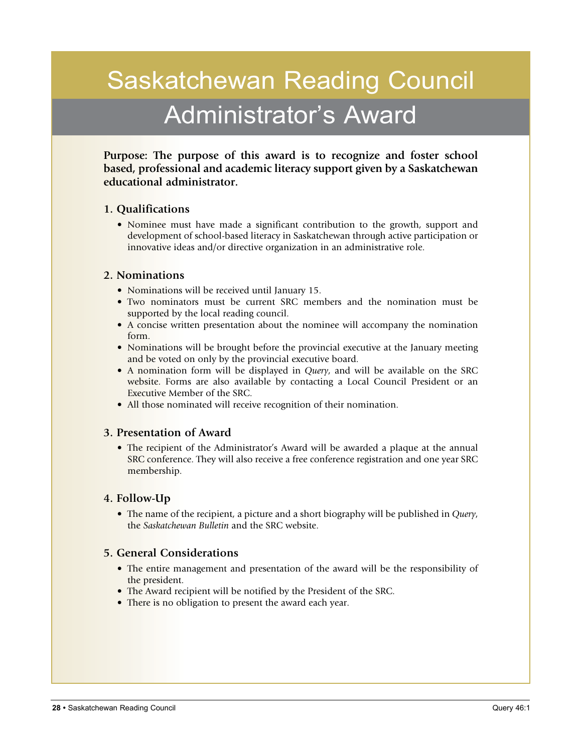# Saskatchewan Reading Council

## Administrator's Award

**Purpose: The purpose of this award is to recognize and foster school based, professional and academic literacy support given by a Saskatchewan educational administrator.**

### 1. Qualifications

- Nominee must have made a significant contribution to the growth, support and development of school-based literacy in Saskatchewan through active participation or innovative ideas and/or directive organization in an administrative role.

### 2. Nominations

- Nominations will be received until January 15.
- Two nominators must be current SRC members and the nomination must be supported by the local reading council.
- A concise written presentation about the nominee will accompany the nomination form.
- Nominations will be brought before the provincial executive at the January meeting and be voted on only by the provincial executive board.
- A nomination form will be displayed in *Query*, and will be available on the SRC website. Forms are also available by contacting a Local Council President or an Executive Member of the SRC.
- All those nominated will receive recognition of their nomination.

### 3. Presentation of Award

- The recipient of the Administrator's Award will be awarded a plaque at the annual SRC conference. They will also receive a free conference registration and one year SRC membership.

### 4. Follow-Up

- The name of the recipient, a picture and a short biography will be published in *Query*, the *Saskatchewan Bulletin* and the SRC website.

### 5. General Considerations

- The entire management and presentation of the award will be the responsibility of the president.
- The Award recipient will be notified by the President of the SRC.
- There is no obligation to present the award each year.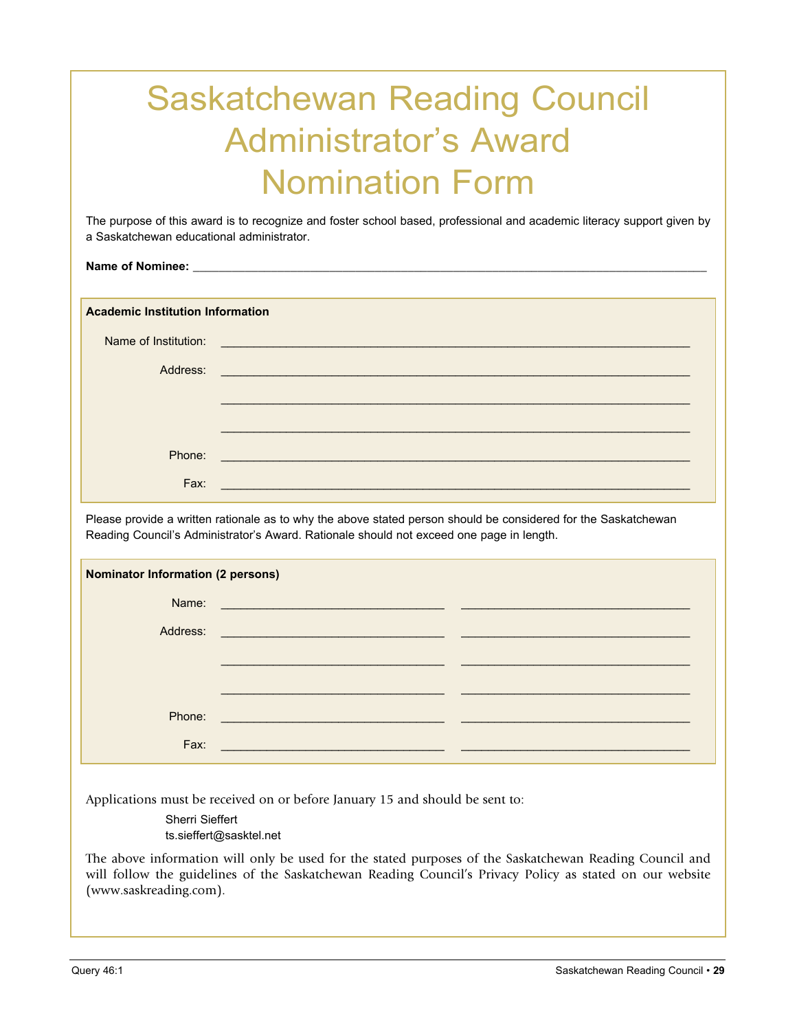# Saskatchewan Reading Council Administrator's Award Nomination Form

The purpose of this award is to recognize and foster school based, professional and academic literacy support given by a Saskatchewan educational administrator.

**Name of Nominee:** ____________________________________________

**Academic Institution Information**

Name of Institution: ____________________________________________

Address: ____________________________________________

____________________________________________

____________________________________________

Phone: ____________________________________________

Fax: ____________________________________________

Please provide a written rationale as to why the above stated person should be considered for the Saskatchewan Reading Council's Administrator's Award. Rationale should not exceed one page in length.

**Nominator Information (2 persons)**

Name: ____________________ ____________________

Address: ____________________ ____________________

____________________ ____________________

____________________ ____________________

Phone: ____________________ ____________________

Fax: ____________________ ____________________

Applications must be received on or before January 15 and should be sent to:

Sherri Sieffert
ts.sieffert@sasktel.net

The above information will only be used for the stated purposes of the Saskatchewan Reading Council and will follow the guidelines of the Saskatchewan Reading Council's Privacy Policy as stated on our website (www.saskreading.com).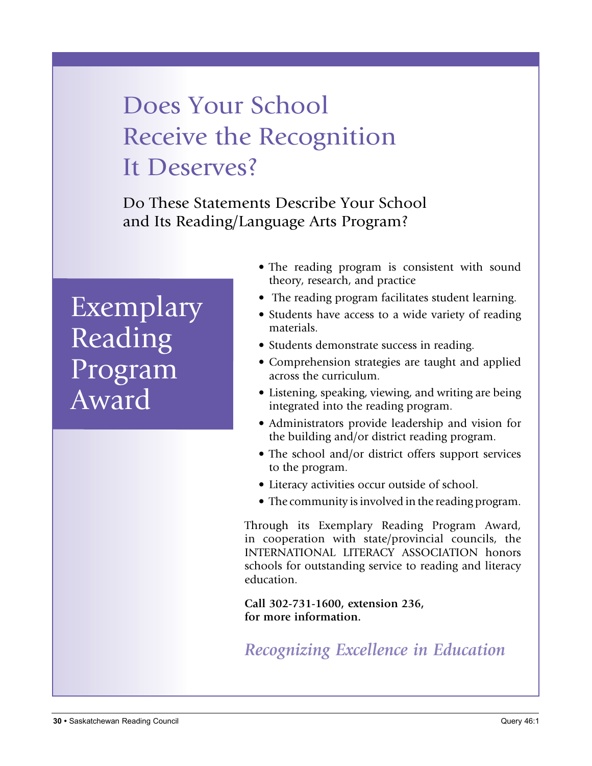# Does Your School Receive the Recognition It Deserves?

## Do These Statements Describe Your School and Its Reading/Language Arts Program?

## Exemplary Reading Program Award

- The reading program is consistent with sound theory, research, and practice
- The reading program facilitates student learning.
- Students have access to a wide variety of reading materials.
- Students demonstrate success in reading.
- Comprehension strategies are taught and applied across the curriculum.
- Listening, speaking, viewing, and writing are being integrated into the reading program.
- Administrators provide leadership and vision for the building and/or district reading program.
- The school and/or district offers support services to the program.
- Literacy activities occur outside of school.
- The community is involved in the reading program.

Through its Exemplary Reading Program Award, in cooperation with state/provincial councils, the INTERNATIONAL LITERACY ASSOCIATION honors schools for outstanding service to reading and literacy education.

**Call 302-731-1600, extension 236, for more information.**

*Recognizing Excellence in Education*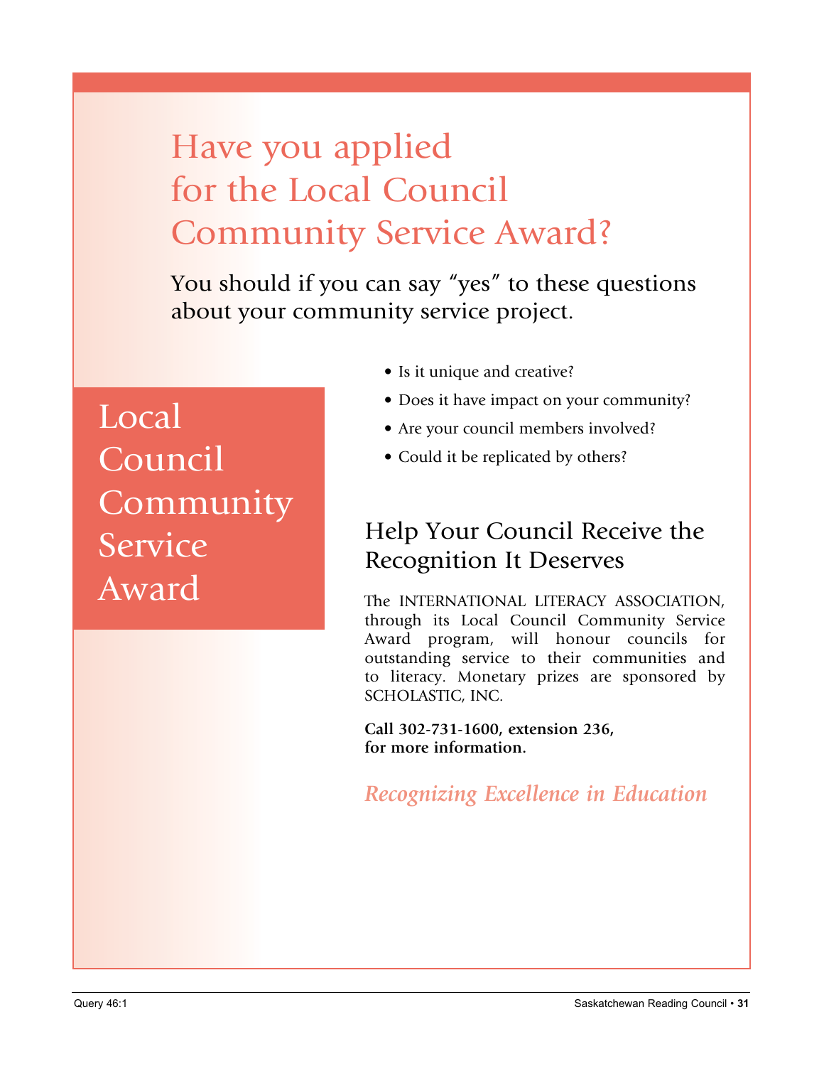# Have you applied for the Local Council Community Service Award?

You should if you can say "yes" to these questions about your community service project.

## Local Council Community Service Award

- Is it unique and creative?
- Does it have impact on your community?
- Are your council members involved?
- Could it be replicated by others?

## Help Your Council Receive the Recognition It Deserves

The INTERNATIONAL LITERACY ASSOCIATION, through its Local Council Community Service Award program, will honour councils for outstanding service to their communities and to literacy. Monetary prizes are sponsored by SCHOLASTIC, INC.

**Call 302-731-1600, extension 236, for more information.**

*Recognizing Excellence in Education*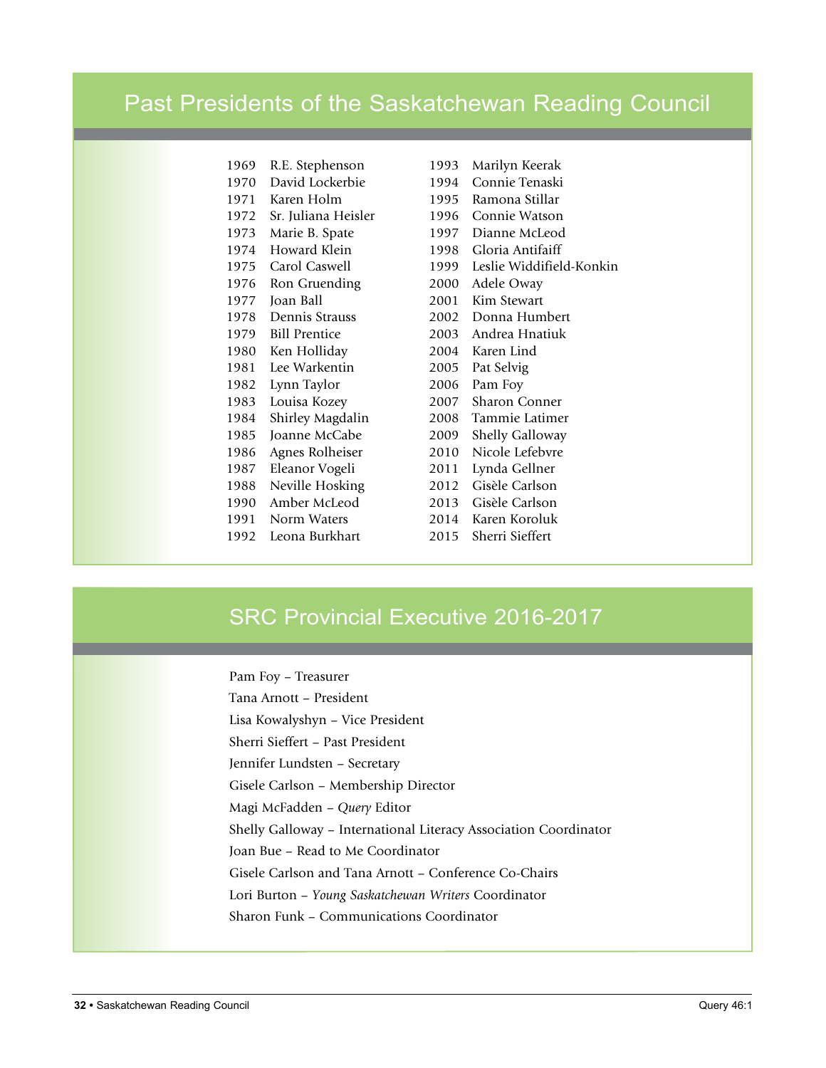# Past Presidents of the Saskatchewan Reading Council

| Year | Name |
|---|---|
| 1969 | R.E. Stephenson |
| 1970 | David Lockerbie |
| 1971 | Karen Holm |
| 1972 | Sr. Juliana Heisler |
| 1973 | Marie B. Spate |
| 1974 | Howard Klein |
| 1975 | Carol Caswell |
| 1976 | Ron Gruending |
| 1977 | Joan Ball |
| 1978 | Dennis Strauss |
| 1979 | Bill Prentice |
| 1980 | Ken Holliday |
| 1981 | Lee Warkentin |
| 1982 | Lynn Taylor |
| 1983 | Louisa Kozey |
| 1984 | Shirley Magdalin |
| 1985 | Joanne McCabe |
| 1986 | Agnes Rolheiser |
| 1987 | Eleanor Vogeli |
| 1988 | Neville Hosking |
| 1990 | Amber McLeod |
| 1991 | Norm Waters |
| 1992 | Leona Burkhart |
| 1993 | Marilyn Keerak |
| 1994 | Connie Tenaski |
| 1995 | Ramona Stillar |
| 1996 | Connie Watson |
| 1997 | Dianne McLeod |
| 1998 | Gloria Antifaiff |
| 1999 | Leslie Widdifield-Konkin |
| 2000 | Adele Oway |
| 2001 | Kim Stewart |
| 2002 | Donna Humbert |
| 2003 | Andrea Hnatiuk |
| 2004 | Karen Lind |
| 2005 | Pat Selvig |
| 2006 | Pam Foy |
| 2007 | Sharon Conner |
| 2008 | Tammie Latimer |
| 2009 | Shelly Galloway |
| 2010 | Nicole Lefebvre |
| 2011 | Lynda Gellner |
| 2012 | Gisèle Carlson |
| 2013 | Gisèle Carlson |
| 2014 | Karen Koroluk |
| 2015 | Sherri Sieffert |

# SRC Provincial Executive 2016-2017

Pam Foy – Treasurer

Tana Arnott – President

Lisa Kowalyshyn – Vice President

Sherri Sieffert – Past President

Jennifer Lundsten – Secretary

Gisele Carlson – Membership Director

Magi McFadden – *Query* Editor

Shelly Galloway – International Literacy Association Coordinator

Joan Bue – Read to Me Coordinator

Gisele Carlson and Tana Arnott – Conference Co-Chairs

Lori Burton – *Young Saskatchewan Writers* Coordinator

Sharon Funk – Communications Coordinator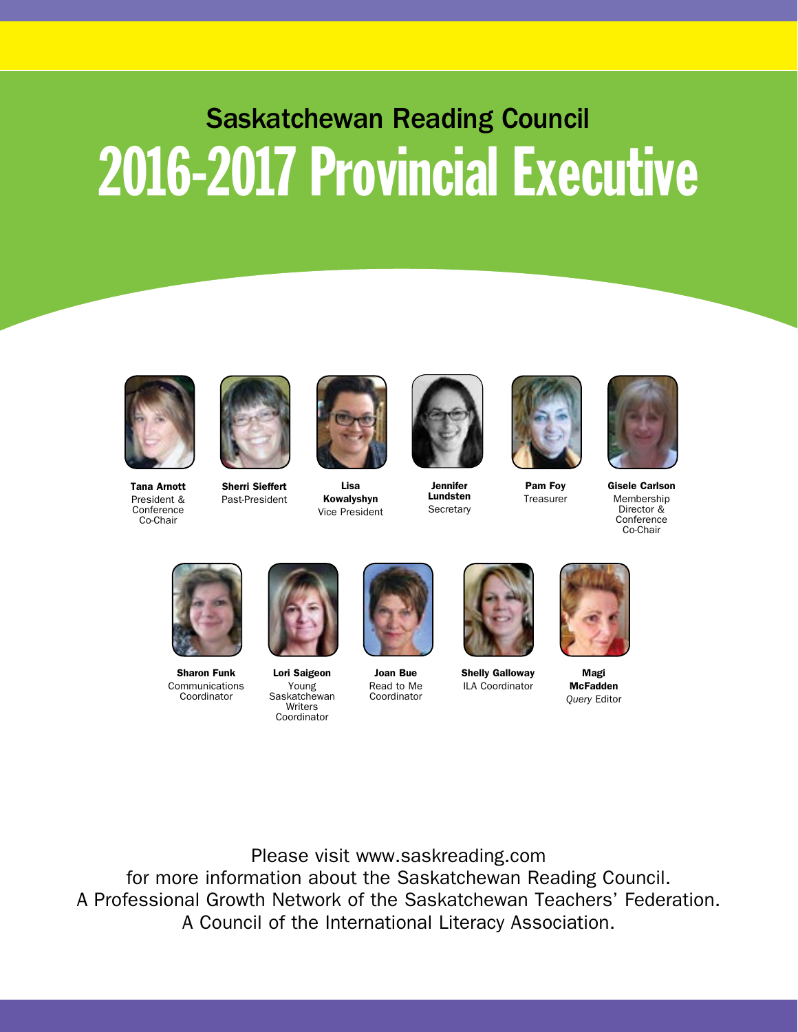## Saskatchewan Reading Council

# 2016-2017 Provincial Executive

**Tana Arnott**
President & Conference Co-Chair

**Sherri Sieffert**
Past-President

**Lisa Kowalyshyn**
Vice President

**Jennifer Lundsten**
Secretary

**Pam Foy**
Treasurer

**Gisele Carlson**
Membership Director & Conference Co-Chair

**Sharon Funk**
Communications Coordinator

**Lori Saigeon**
Young Saskatchewan Writers Coordinator

**Joan Bue**
Read to Me Coordinator

**Shelly Galloway**
ILA Coordinator

**Magi McFadden**
*Query* Editor

Please visit www.saskreading.com
for more information about the Saskatchewan Reading Council.
A Professional Growth Network of the Saskatchewan Teachers' Federation.
A Council of the International Literacy Association.